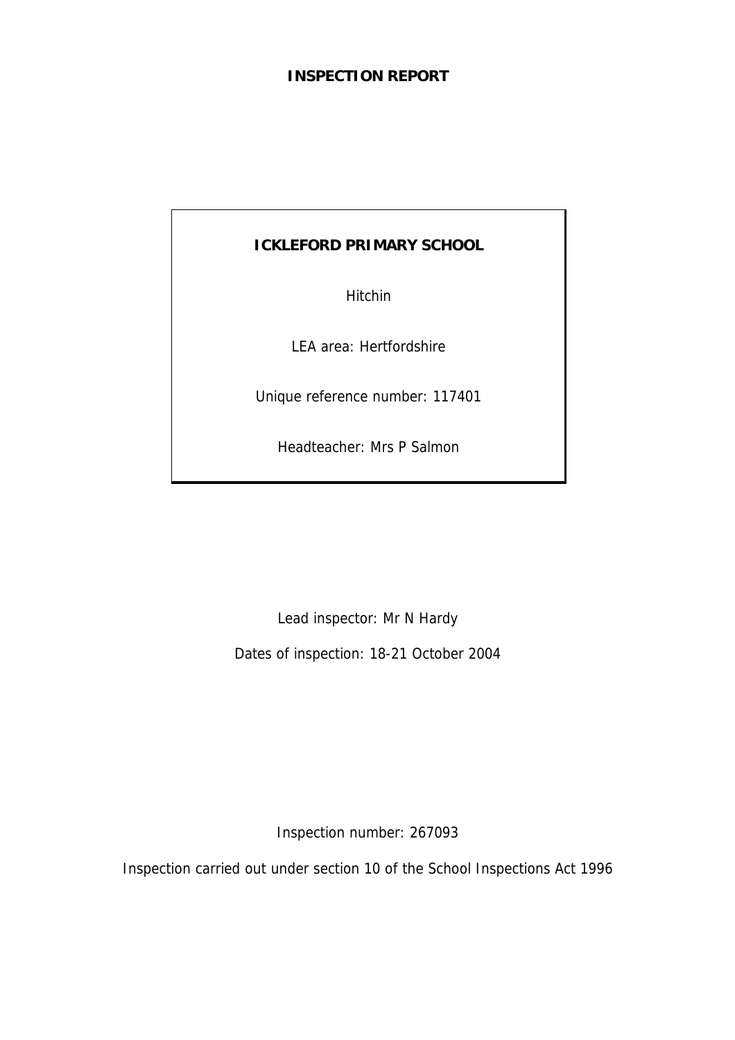# INSPECTION REPORT

**ICKLEFORD PRIMARY SCHOOL**

Hitchin

LEA area: Hertfordshire

Unique reference number: 117401

Headteacher: Mrs P Salmon

Lead inspector: Mr N Hardy

Dates of inspection: 18-21 October 2004

Inspection number: 267093

Inspection carried out under section 10 of the School Inspections Act 1996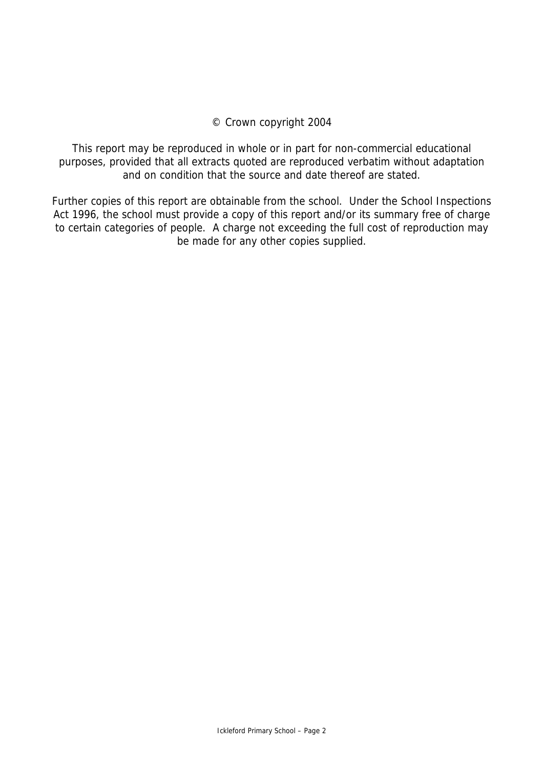© Crown copyright 2004

This report may be reproduced in whole or in part for non-commercial educational purposes, provided that all extracts quoted are reproduced verbatim without adaptation and on condition that the source and date thereof are stated.

Further copies of this report are obtainable from the school. Under the School Inspections Act 1996, the school must provide a copy of this report and/or its summary free of charge to certain categories of people. A charge not exceeding the full cost of reproduction may be made for any other copies supplied.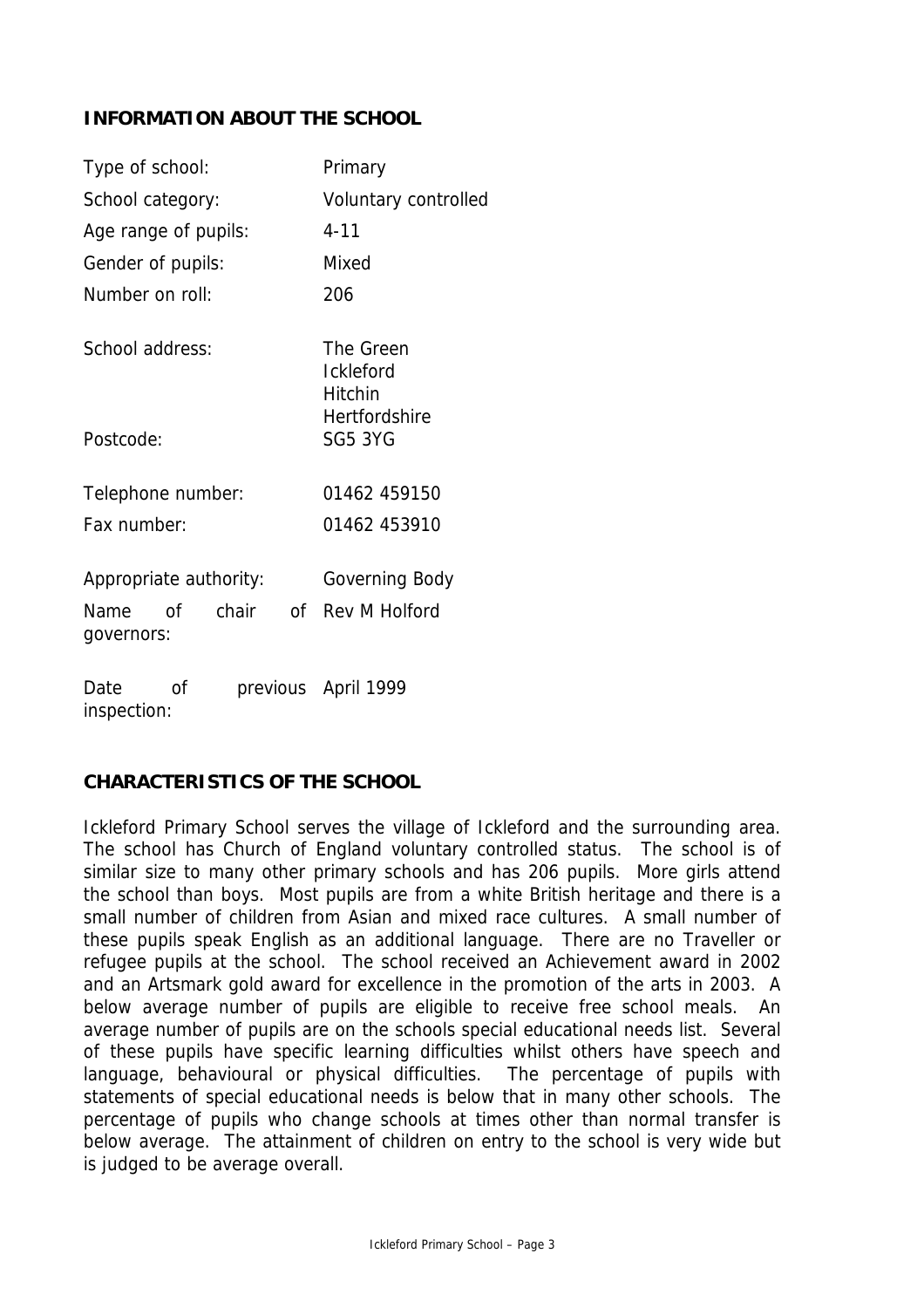## INFORMATION ABOUT THE SCHOOL

| | |
|---|---|
| Type of school: | Primary |
| School category: | Voluntary controlled |
| Age range of pupils: | 4-11 |
| Gender of pupils: | Mixed |
| Number on roll: | 206 |
| School address: | The Green<br>Ickleford<br>Hitchin<br>Hertfordshire |
| Postcode: | SG5 3YG |
| Telephone number: | 01462 459150 |
| Fax number: | 01462 453910 |
| Appropriate authority: | Governing Body |
| Name of chair of governors: | Rev M Holford |
| Date of previous inspection: | April 1999 |

## CHARACTERISTICS OF THE SCHOOL

Ickleford Primary School serves the village of Ickleford and the surrounding area. The school has Church of England voluntary controlled status. The school is of similar size to many other primary schools and has 206 pupils. More girls attend the school than boys. Most pupils are from a white British heritage and there is a small number of children from Asian and mixed race cultures. A small number of these pupils speak English as an additional language. There are no Traveller or refugee pupils at the school. The school received an Achievement award in 2002 and an Artsmark gold award for excellence in the promotion of the arts in 2003. A below average number of pupils are eligible to receive free school meals. An average number of pupils are on the schools special educational needs list. Several of these pupils have specific learning difficulties whilst others have speech and language, behavioural or physical difficulties. The percentage of pupils with statements of special educational needs is below that in many other schools. The percentage of pupils who change schools at times other than normal transfer is below average. The attainment of children on entry to the school is very wide but is judged to be average overall.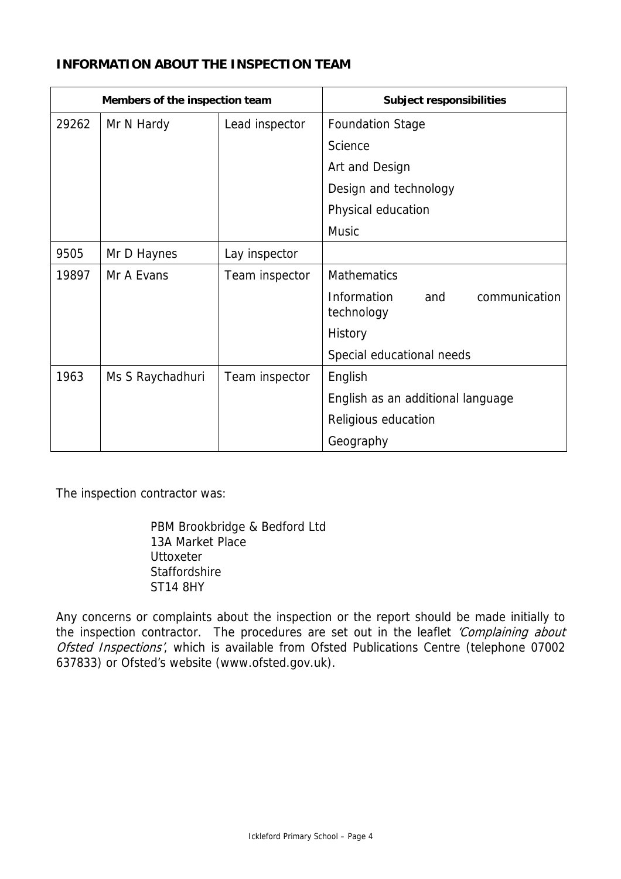**INFORMATION ABOUT THE INSPECTION TEAM**

| Members of the inspection team | | | Subject responsibilities |
|---|---|---|---|
| 29262 | Mr N Hardy | Lead inspector | Foundation Stage |
| | | | Science |
| | | | Art and Design |
| | | | Design and technology |
| | | | Physical education |
| | | | Music |
| 9505 | Mr D Haynes | Lay inspector | |
| 19897 | Mr A Evans | Team inspector | Mathematics |
| | | | Information and communication technology |
| | | | History |
| | | | Special educational needs |
| 1963 | Ms S Raychadhuri | Team inspector | English |
| | | | English as an additional language |
| | | | Religious education |
| | | | Geography |

The inspection contractor was:

PBM Brookbridge & Bedford Ltd
13A Market Place
Uttoxeter
Staffordshire
ST14 8HY

Any concerns or complaints about the inspection or the report should be made initially to the inspection contractor. The procedures are set out in the leaflet *'Complaining about Ofsted Inspections'*, which is available from Ofsted Publications Centre (telephone 07002 637833) or Ofsted's website (www.ofsted.gov.uk).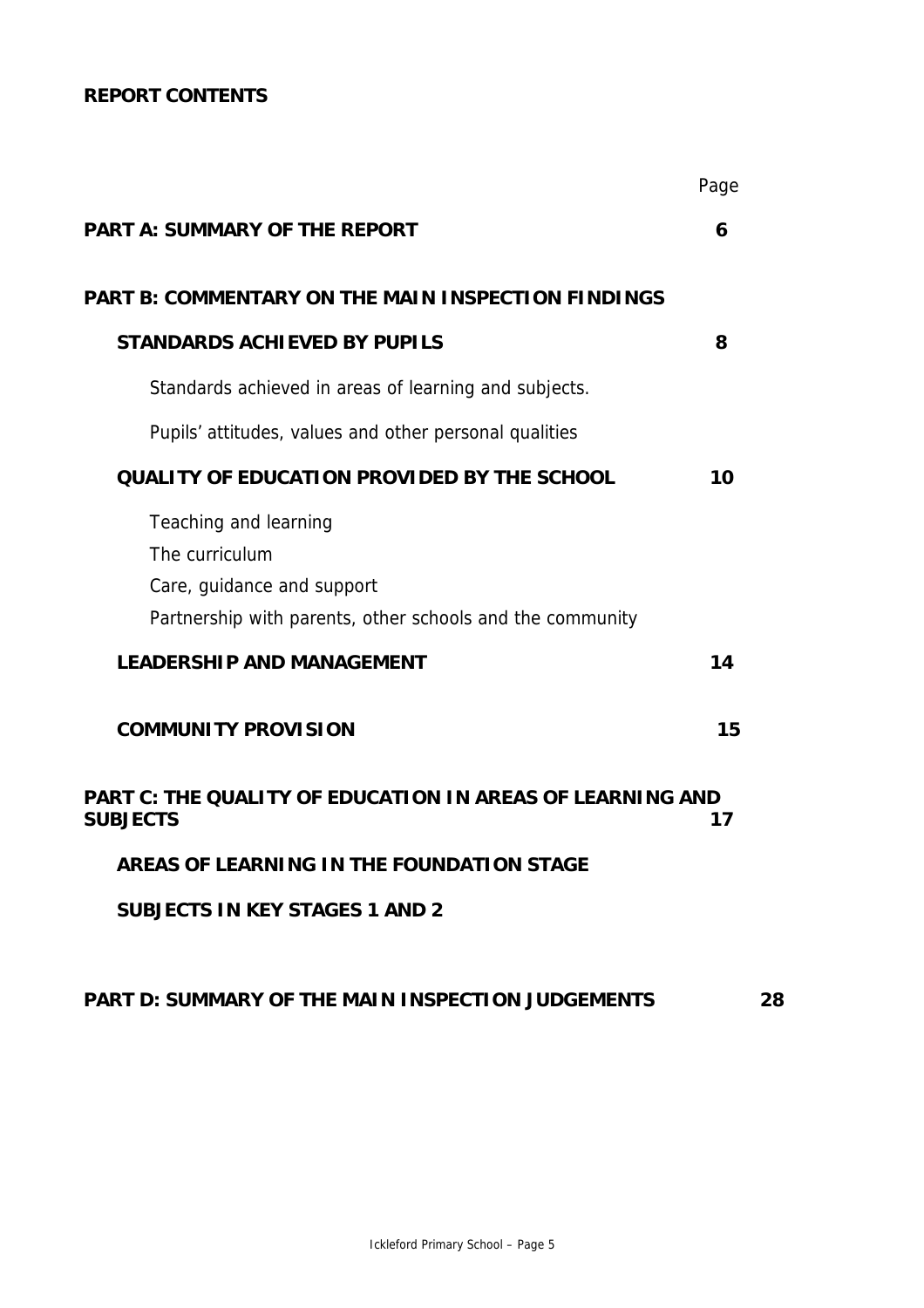**REPORT CONTENTS**

| | Page |
|---|---|
| **PART A: SUMMARY OF THE REPORT** | **6** |
| **PART B: COMMENTARY ON THE MAIN INSPECTION FINDINGS** | |
| **STANDARDS ACHIEVED BY PUPILS** | **8** |
| Standards achieved in areas of learning and subjects. | |
| Pupils' attitudes, values and other personal qualities | |
| **QUALITY OF EDUCATION PROVIDED BY THE SCHOOL** | **10** |
| Teaching and learning | |
| The curriculum | |
| Care, guidance and support | |
| Partnership with parents, other schools and the community | |
| **LEADERSHIP AND MANAGEMENT** | **14** |
| **COMMUNITY PROVISION** | **15** |
| **PART C: THE QUALITY OF EDUCATION IN AREAS OF LEARNING AND SUBJECTS** | **17** |
| **AREAS OF LEARNING IN THE FOUNDATION STAGE** | |
| **SUBJECTS IN KEY STAGES 1 AND 2** | |
| **PART D: SUMMARY OF THE MAIN INSPECTION JUDGEMENTS** | **28** |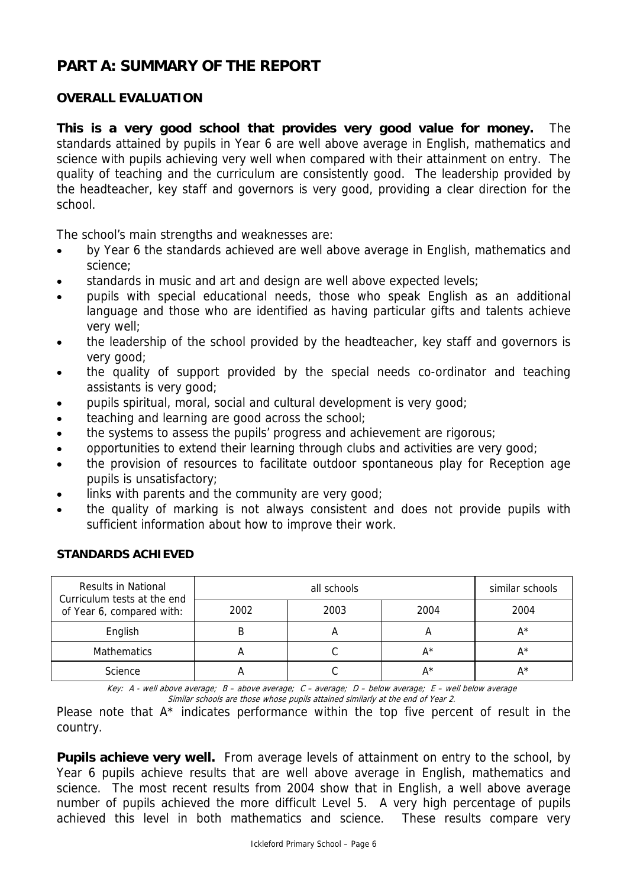# PART A: SUMMARY OF THE REPORT

## OVERALL EVALUATION

**This is a very good school that provides very good value for money.** The standards attained by pupils in Year 6 are well above average in English, mathematics and science with pupils achieving very well when compared with their attainment on entry. The quality of teaching and the curriculum are consistently good. The leadership provided by the headteacher, key staff and governors is very good, providing a clear direction for the school.

The school's main strengths and weaknesses are:

- by Year 6 the standards achieved are well above average in English, mathematics and science;
- standards in music and art and design are well above expected levels;
- pupils with special educational needs, those who speak English as an additional language and those who are identified as having particular gifts and talents achieve very well;
- the leadership of the school provided by the headteacher, key staff and governors is very good;
- the quality of support provided by the special needs co-ordinator and teaching assistants is very good;
- pupils spiritual, moral, social and cultural development is very good;
- teaching and learning are good across the school;
- the systems to assess the pupils' progress and achievement are rigorous;
- opportunities to extend their learning through clubs and activities are very good;
- the provision of resources to facilitate outdoor spontaneous play for Reception age pupils is unsatisfactory;
- links with parents and the community are very good;
- the quality of marking is not always consistent and does not provide pupils with sufficient information about how to improve their work.

### STANDARDS ACHIEVED

| Results in National Curriculum tests at the end of Year 6, compared with: | all schools | | | similar schools |
|---|---|---|---|---|
| | 2002 | 2003 | 2004 | 2004 |
| English | B | A | A | A* |
| Mathematics | A | C | A* | A* |
| Science | A | C | A* | A* |

*Key: A - well above average; B – above average; C – average; D – below average; E – well below average*
*Similar schools are those whose pupils attained similarly at the end of Year 2.*

Please note that A* indicates performance within the top five percent of result in the country.

**Pupils achieve very well.** From average levels of attainment on entry to the school, by Year 6 pupils achieve results that are well above average in English, mathematics and science. The most recent results from 2004 show that in English, a well above average number of pupils achieved the more difficult Level 5. A very high percentage of pupils achieved this level in both mathematics and science. These results compare very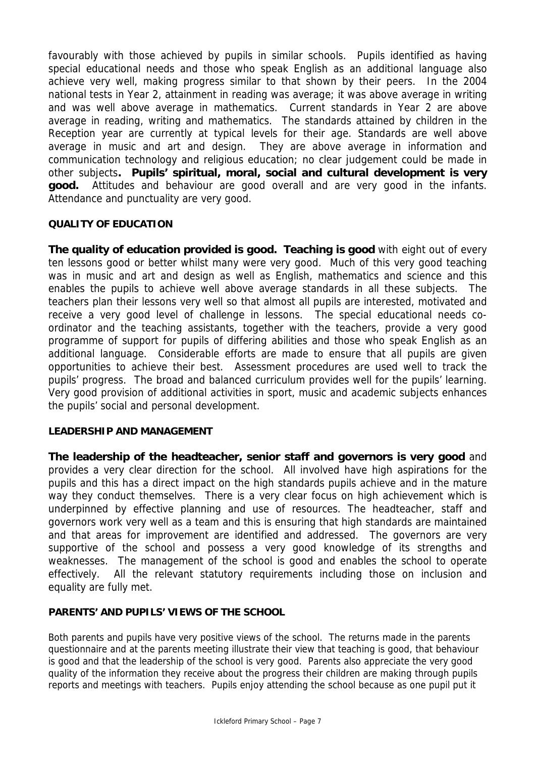favourably with those achieved by pupils in similar schools. Pupils identified as having special educational needs and those who speak English as an additional language also achieve very well, making progress similar to that shown by their peers. In the 2004 national tests in Year 2, attainment in reading was average; it was above average in writing and was well above average in mathematics. Current standards in Year 2 are above average in reading, writing and mathematics. The standards attained by children in the Reception year are currently at typical levels for their age. Standards are well above average in music and art and design. They are above average in information and communication technology and religious education; no clear judgement could be made in other subjects**. Pupils' spiritual, moral, social and cultural development is very good.** Attitudes and behaviour are good overall and are very good in the infants. Attendance and punctuality are very good.

**QUALITY OF EDUCATION**

**The quality of education provided is good. Teaching is good** with eight out of every ten lessons good or better whilst many were very good. Much of this very good teaching was in music and art and design as well as English, mathematics and science and this enables the pupils to achieve well above average standards in all these subjects. The teachers plan their lessons very well so that almost all pupils are interested, motivated and receive a very good level of challenge in lessons. The special educational needs co-ordinator and the teaching assistants, together with the teachers, provide a very good programme of support for pupils of differing abilities and those who speak English as an additional language. Considerable efforts are made to ensure that all pupils are given opportunities to achieve their best. Assessment procedures are used well to track the pupils' progress. The broad and balanced curriculum provides well for the pupils' learning. Very good provision of additional activities in sport, music and academic subjects enhances the pupils' social and personal development.

**LEADERSHIP AND MANAGEMENT**

**The leadership of the headteacher, senior staff and governors is very good** and provides a very clear direction for the school. All involved have high aspirations for the pupils and this has a direct impact on the high standards pupils achieve and in the mature way they conduct themselves. There is a very clear focus on high achievement which is underpinned by effective planning and use of resources. The headteacher, staff and governors work very well as a team and this is ensuring that high standards are maintained and that areas for improvement are identified and addressed. The governors are very supportive of the school and possess a very good knowledge of its strengths and weaknesses. The management of the school is good and enables the school to operate effectively. All the relevant statutory requirements including those on inclusion and equality are fully met.

**PARENTS' AND PUPILS' VIEWS OF THE SCHOOL**

Both parents and pupils have very positive views of the school. The returns made in the parents questionnaire and at the parents meeting illustrate their view that teaching is good, that behaviour is good and that the leadership of the school is very good. Parents also appreciate the very good quality of the information they receive about the progress their children are making through pupils reports and meetings with teachers. Pupils enjoy attending the school because as one pupil put it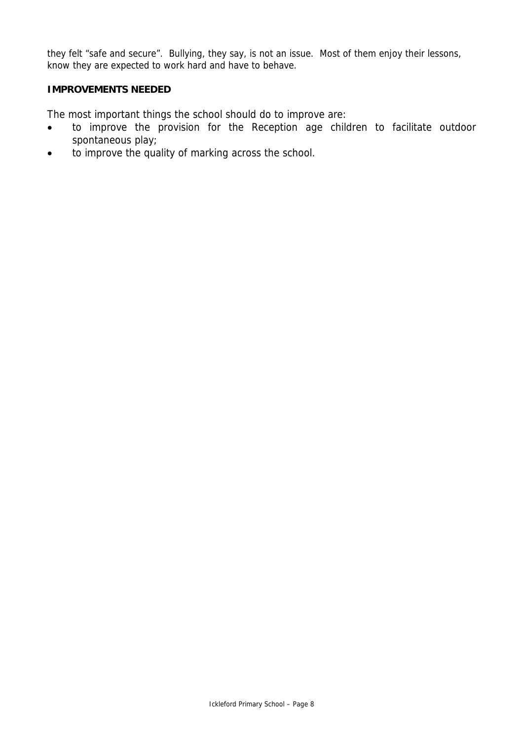they felt "safe and secure". Bullying, they say, is not an issue. Most of them enjoy their lessons, know they are expected to work hard and have to behave.

**IMPROVEMENTS NEEDED**

The most important things the school should do to improve are:

- to improve the provision for the Reception age children to facilitate outdoor spontaneous play;
- to improve the quality of marking across the school.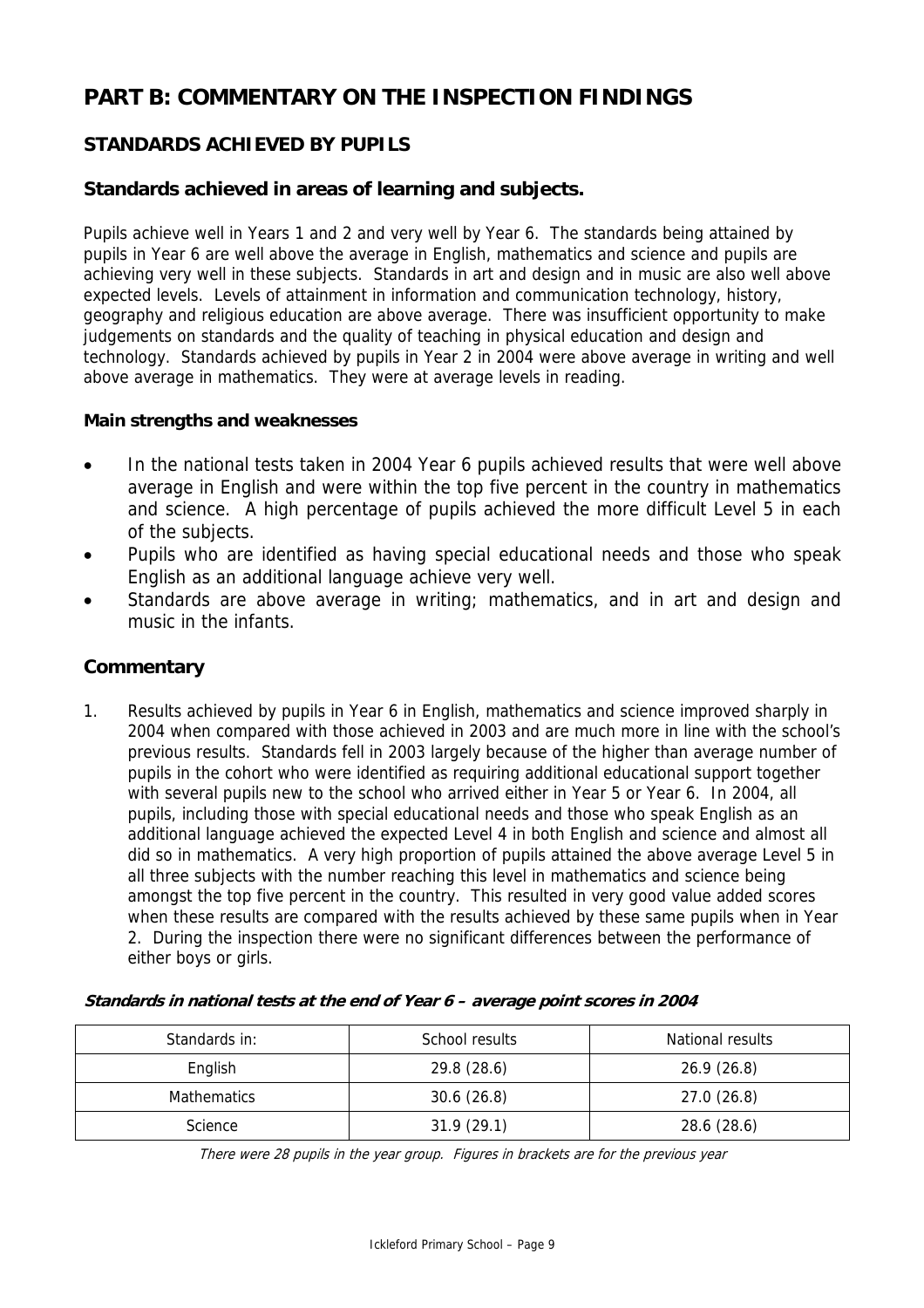# PART B: COMMENTARY ON THE INSPECTION FINDINGS

## STANDARDS ACHIEVED BY PUPILS

### Standards achieved in areas of learning and subjects.

Pupils achieve well in Years 1 and 2 and very well by Year 6. The standards being attained by pupils in Year 6 are well above the average in English, mathematics and science and pupils are achieving very well in these subjects. Standards in art and design and in music are also well above expected levels. Levels of attainment in information and communication technology, history, geography and religious education are above average. There was insufficient opportunity to make judgements on standards and the quality of teaching in physical education and design and technology. Standards achieved by pupils in Year 2 in 2004 were above average in writing and well above average in mathematics. They were at average levels in reading.

**Main strengths and weaknesses**

- In the national tests taken in 2004 Year 6 pupils achieved results that were well above average in English and were within the top five percent in the country in mathematics and science. A high percentage of pupils achieved the more difficult Level 5 in each of the subjects.
- Pupils who are identified as having special educational needs and those who speak English as an additional language achieve very well.
- Standards are above average in writing; mathematics, and in art and design and music in the infants.

### Commentary

1. Results achieved by pupils in Year 6 in English, mathematics and science improved sharply in 2004 when compared with those achieved in 2003 and are much more in line with the school's previous results. Standards fell in 2003 largely because of the higher than average number of pupils in the cohort who were identified as requiring additional educational support together with several pupils new to the school who arrived either in Year 5 or Year 6. In 2004, all pupils, including those with special educational needs and those who speak English as an additional language achieved the expected Level 4 in both English and science and almost all did so in mathematics. A very high proportion of pupils attained the above average Level 5 in all three subjects with the number reaching this level in mathematics and science being amongst the top five percent in the country. This resulted in very good value added scores when these results are compared with the results achieved by these same pupils when in Year 2. During the inspection there were no significant differences between the performance of either boys or girls.

***Standards in national tests at the end of Year 6 – average point scores in 2004***

| Standards in: | School results | National results |
|---|---|---|
| English | 29.8 (28.6) | 26.9 (26.8) |
| Mathematics | 30.6 (26.8) | 27.0 (26.8) |
| Science | 31.9 (29.1) | 28.6 (28.6) |

*There were 28 pupils in the year group. Figures in brackets are for the previous year*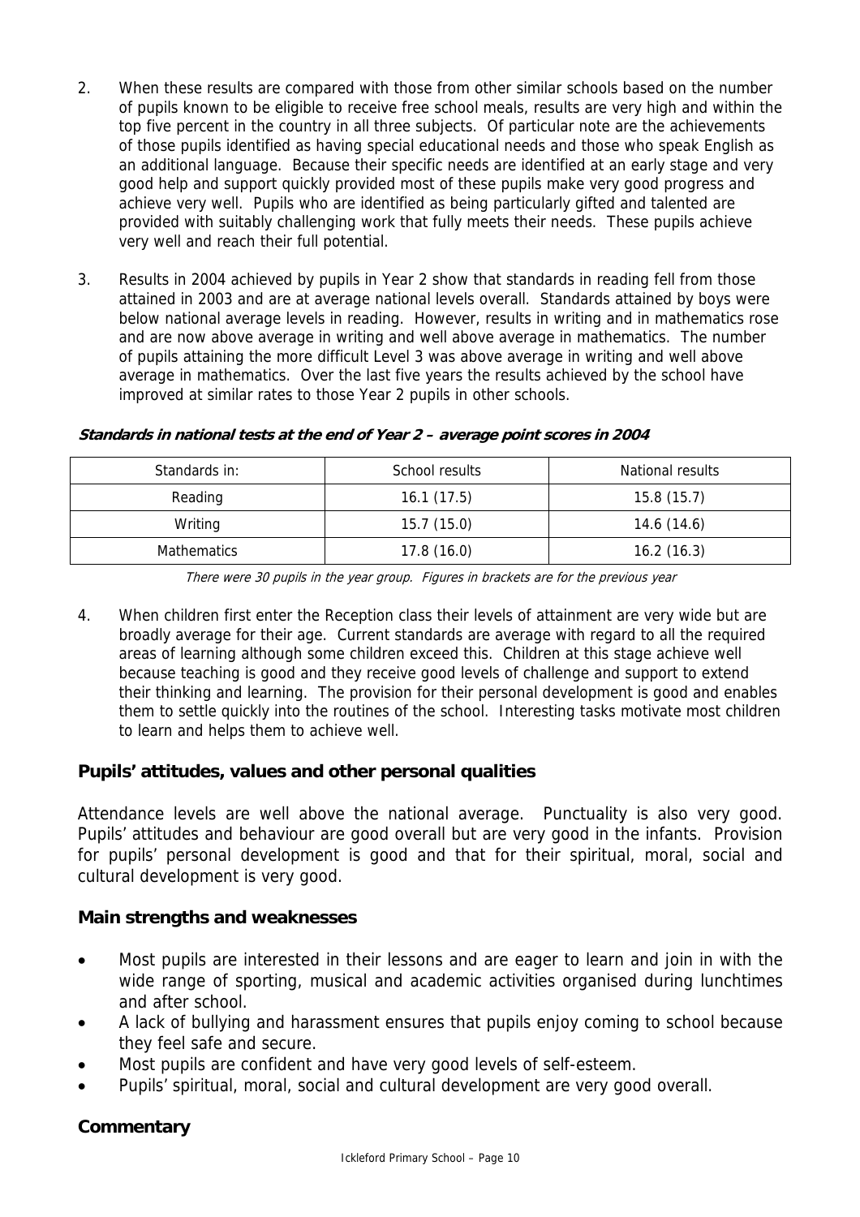2. When these results are compared with those from other similar schools based on the number of pupils known to be eligible to receive free school meals, results are very high and within the top five percent in the country in all three subjects. Of particular note are the achievements of those pupils identified as having special educational needs and those who speak English as an additional language. Because their specific needs are identified at an early stage and very good help and support quickly provided most of these pupils make very good progress and achieve very well. Pupils who are identified as being particularly gifted and talented are provided with suitably challenging work that fully meets their needs. These pupils achieve very well and reach their full potential.

3. Results in 2004 achieved by pupils in Year 2 show that standards in reading fell from those attained in 2003 and are at average national levels overall. Standards attained by boys were below national average levels in reading. However, results in writing and in mathematics rose and are now above average in writing and well above average in mathematics. The number of pupils attaining the more difficult Level 3 was above average in writing and well above average in mathematics. Over the last five years the results achieved by the school have improved at similar rates to those Year 2 pupils in other schools.

***Standards in national tests at the end of Year 2 – average point scores in 2004***

| Standards in: | School results | National results |
|---|---|---|
| Reading | 16.1 (17.5) | 15.8 (15.7) |
| Writing | 15.7 (15.0) | 14.6 (14.6) |
| Mathematics | 17.8 (16.0) | 16.2 (16.3) |

*There were 30 pupils in the year group. Figures in brackets are for the previous year*

4. When children first enter the Reception class their levels of attainment are very wide but are broadly average for their age. Current standards are average with regard to all the required areas of learning although some children exceed this. Children at this stage achieve well because teaching is good and they receive good levels of challenge and support to extend their thinking and learning. The provision for their personal development is good and enables them to settle quickly into the routines of the school. Interesting tasks motivate most children to learn and helps them to achieve well.

## Pupils' attitudes, values and other personal qualities

Attendance levels are well above the national average. Punctuality is also very good. Pupils' attitudes and behaviour are good overall but are very good in the infants. Provision for pupils' personal development is good and that for their spiritual, moral, social and cultural development is very good.

### Main strengths and weaknesses

- Most pupils are interested in their lessons and are eager to learn and join in with the wide range of sporting, musical and academic activities organised during lunchtimes and after school.
- A lack of bullying and harassment ensures that pupils enjoy coming to school because they feel safe and secure.
- Most pupils are confident and have very good levels of self-esteem.
- Pupils' spiritual, moral, social and cultural development are very good overall.

### Commentary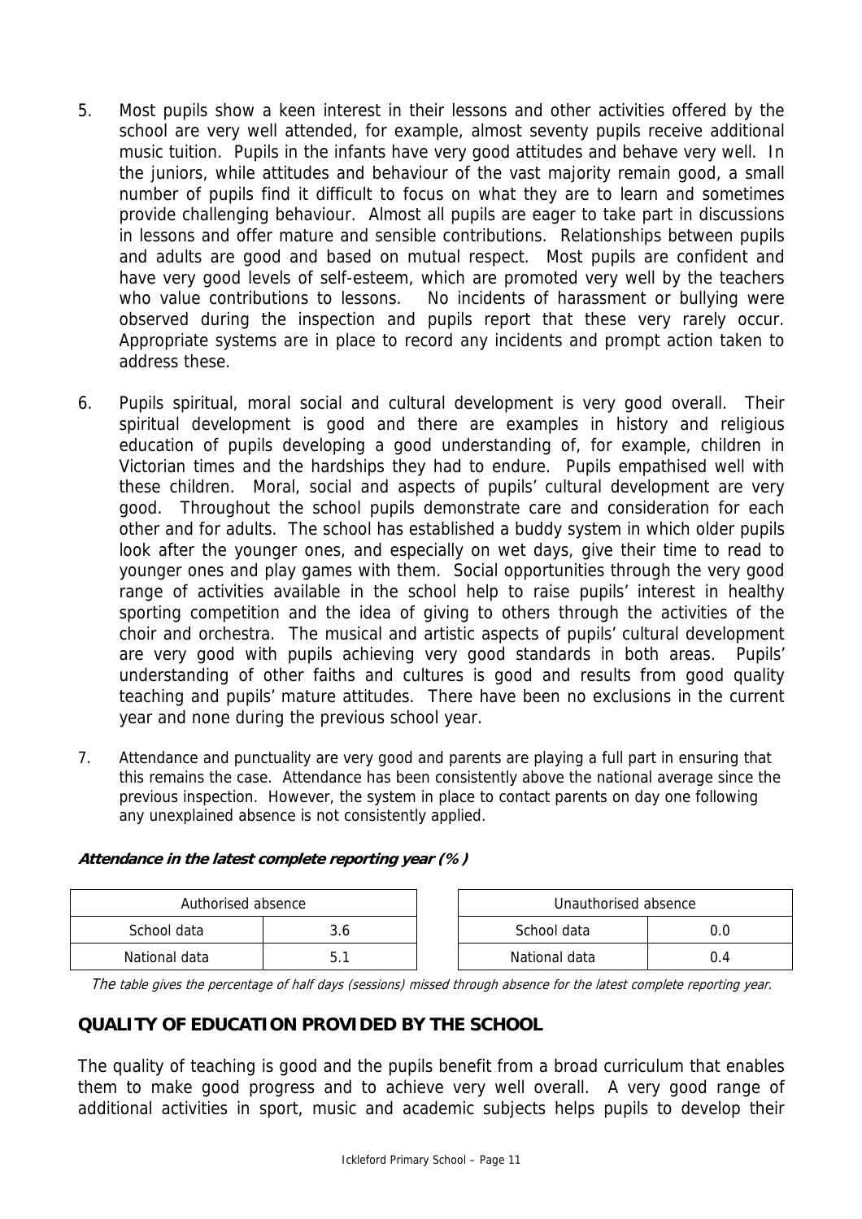5. Most pupils show a keen interest in their lessons and other activities offered by the school are very well attended, for example, almost seventy pupils receive additional music tuition. Pupils in the infants have very good attitudes and behave very well. In the juniors, while attitudes and behaviour of the vast majority remain good, a small number of pupils find it difficult to focus on what they are to learn and sometimes provide challenging behaviour. Almost all pupils are eager to take part in discussions in lessons and offer mature and sensible contributions. Relationships between pupils and adults are good and based on mutual respect. Most pupils are confident and have very good levels of self-esteem, which are promoted very well by the teachers who value contributions to lessons. No incidents of harassment or bullying were observed during the inspection and pupils report that these very rarely occur. Appropriate systems are in place to record any incidents and prompt action taken to address these.

6. Pupils spiritual, moral social and cultural development is very good overall. Their spiritual development is good and there are examples in history and religious education of pupils developing a good understanding of, for example, children in Victorian times and the hardships they had to endure. Pupils empathised well with these children. Moral, social and aspects of pupils' cultural development are very good. Throughout the school pupils demonstrate care and consideration for each other and for adults. The school has established a buddy system in which older pupils look after the younger ones, and especially on wet days, give their time to read to younger ones and play games with them. Social opportunities through the very good range of activities available in the school help to raise pupils' interest in healthy sporting competition and the idea of giving to others through the activities of the choir and orchestra. The musical and artistic aspects of pupils' cultural development are very good with pupils achieving very good standards in both areas. Pupils' understanding of other faiths and cultures is good and results from good quality teaching and pupils' mature attitudes. There have been no exclusions in the current year and none during the previous school year.

7. Attendance and punctuality are very good and parents are playing a full part in ensuring that this remains the case. Attendance has been consistently above the national average since the previous inspection. However, the system in place to contact parents on day one following any unexplained absence is not consistently applied.

***Attendance in the latest complete reporting year (%)***

| Authorised absence | |
|---|---|
| School data | 3.6 |
| National data | 5.1 |

| Unauthorised absence | |
|---|---|
| School data | 0.0 |
| National data | 0.4 |

*The table gives the percentage of half days (sessions) missed through absence for the latest complete reporting year.*

## QUALITY OF EDUCATION PROVIDED BY THE SCHOOL

The quality of teaching is good and the pupils benefit from a broad curriculum that enables them to make good progress and to achieve very well overall. A very good range of additional activities in sport, music and academic subjects helps pupils to develop their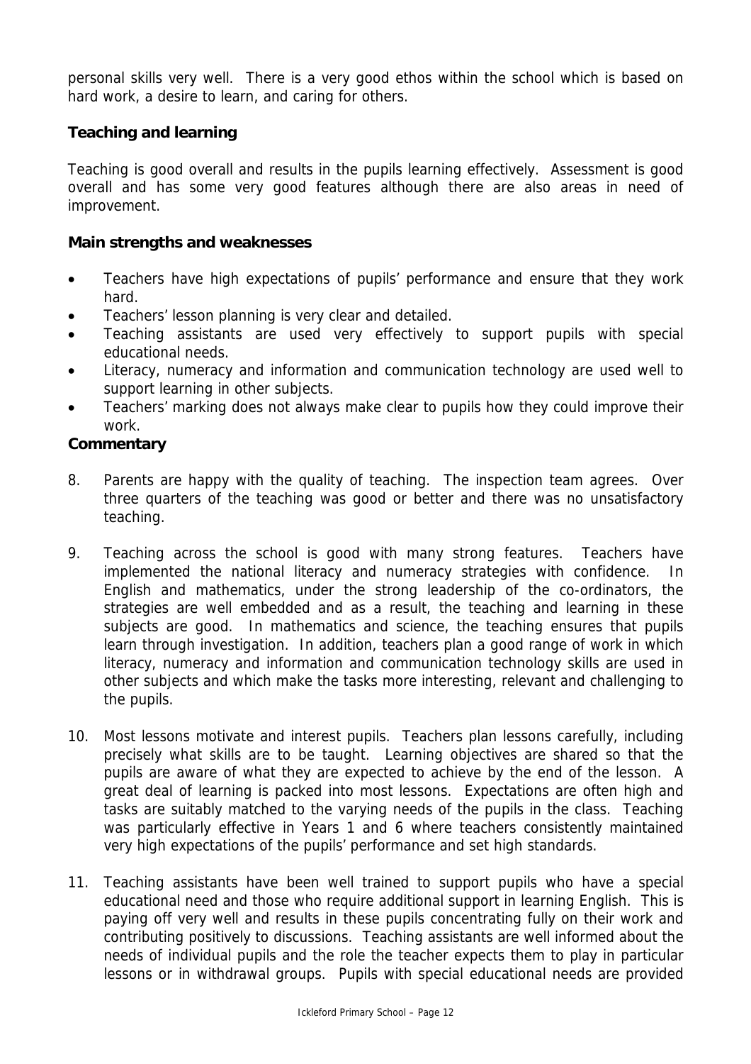personal skills very well. There is a very good ethos within the school which is based on hard work, a desire to learn, and caring for others.

### Teaching and learning

Teaching is good overall and results in the pupils learning effectively. Assessment is good overall and has some very good features although there are also areas in need of improvement.

#### Main strengths and weaknesses

- Teachers have high expectations of pupils' performance and ensure that they work hard.
- Teachers' lesson planning is very clear and detailed.
- Teaching assistants are used very effectively to support pupils with special educational needs.
- Literacy, numeracy and information and communication technology are used well to support learning in other subjects.
- Teachers' marking does not always make clear to pupils how they could improve their work.

#### Commentary

8. Parents are happy with the quality of teaching. The inspection team agrees. Over three quarters of the teaching was good or better and there was no unsatisfactory teaching.

9. Teaching across the school is good with many strong features. Teachers have implemented the national literacy and numeracy strategies with confidence. In English and mathematics, under the strong leadership of the co-ordinators, the strategies are well embedded and as a result, the teaching and learning in these subjects are good. In mathematics and science, the teaching ensures that pupils learn through investigation. In addition, teachers plan a good range of work in which literacy, numeracy and information and communication technology skills are used in other subjects and which make the tasks more interesting, relevant and challenging to the pupils.

10. Most lessons motivate and interest pupils. Teachers plan lessons carefully, including precisely what skills are to be taught. Learning objectives are shared so that the pupils are aware of what they are expected to achieve by the end of the lesson. A great deal of learning is packed into most lessons. Expectations are often high and tasks are suitably matched to the varying needs of the pupils in the class. Teaching was particularly effective in Years 1 and 6 where teachers consistently maintained very high expectations of the pupils' performance and set high standards.

11. Teaching assistants have been well trained to support pupils who have a special educational need and those who require additional support in learning English. This is paying off very well and results in these pupils concentrating fully on their work and contributing positively to discussions. Teaching assistants are well informed about the needs of individual pupils and the role the teacher expects them to play in particular lessons or in withdrawal groups. Pupils with special educational needs are provided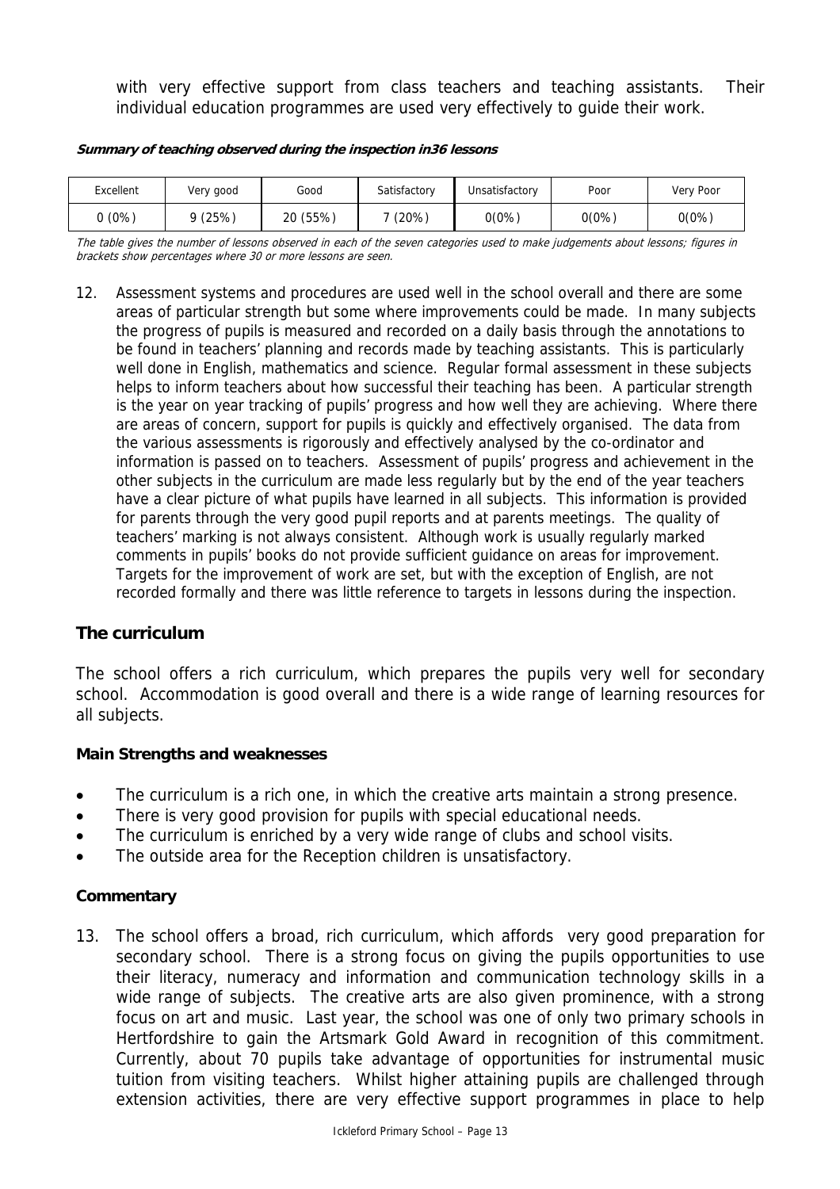with very effective support from class teachers and teaching assistants. Their individual education programmes are used very effectively to guide their work.

**Summary of teaching observed during the inspection in36 lessons**

| Excellent | Very good | Good | Satisfactory | Unsatisfactory | Poor | Very Poor |
|---|---|---|---|---|---|---|
| 0 (0%) | 9 (25%) | 20 (55%) | 7 (20%) | 0(0%) | 0(0%) | 0(0%) |

*The table gives the number of lessons observed in each of the seven categories used to make judgements about lessons; figures in brackets show percentages where 30 or more lessons are seen.*

12. Assessment systems and procedures are used well in the school overall and there are some areas of particular strength but some where improvements could be made. In many subjects the progress of pupils is measured and recorded on a daily basis through the annotations to be found in teachers' planning and records made by teaching assistants. This is particularly well done in English, mathematics and science. Regular formal assessment in these subjects helps to inform teachers about how successful their teaching has been. A particular strength is the year on year tracking of pupils' progress and how well they are achieving. Where there are areas of concern, support for pupils is quickly and effectively organised. The data from the various assessments is rigorously and effectively analysed by the co-ordinator and information is passed on to teachers. Assessment of pupils' progress and achievement in the other subjects in the curriculum are made less regularly but by the end of the year teachers have a clear picture of what pupils have learned in all subjects. This information is provided for parents through the very good pupil reports and at parents meetings. The quality of teachers' marking is not always consistent. Although work is usually regularly marked comments in pupils' books do not provide sufficient guidance on areas for improvement. Targets for the improvement of work are set, but with the exception of English, are not recorded formally and there was little reference to targets in lessons during the inspection.

## The curriculum

The school offers a rich curriculum, which prepares the pupils very well for secondary school. Accommodation is good overall and there is a wide range of learning resources for all subjects.

### Main Strengths and weaknesses

- The curriculum is a rich one, in which the creative arts maintain a strong presence.
- There is very good provision for pupils with special educational needs.
- The curriculum is enriched by a very wide range of clubs and school visits.
- The outside area for the Reception children is unsatisfactory.

### Commentary

13. The school offers a broad, rich curriculum, which affords very good preparation for secondary school. There is a strong focus on giving the pupils opportunities to use their literacy, numeracy and information and communication technology skills in a wide range of subjects. The creative arts are also given prominence, with a strong focus on art and music. Last year, the school was one of only two primary schools in Hertfordshire to gain the Artsmark Gold Award in recognition of this commitment. Currently, about 70 pupils take advantage of opportunities for instrumental music tuition from visiting teachers. Whilst higher attaining pupils are challenged through extension activities, there are very effective support programmes in place to help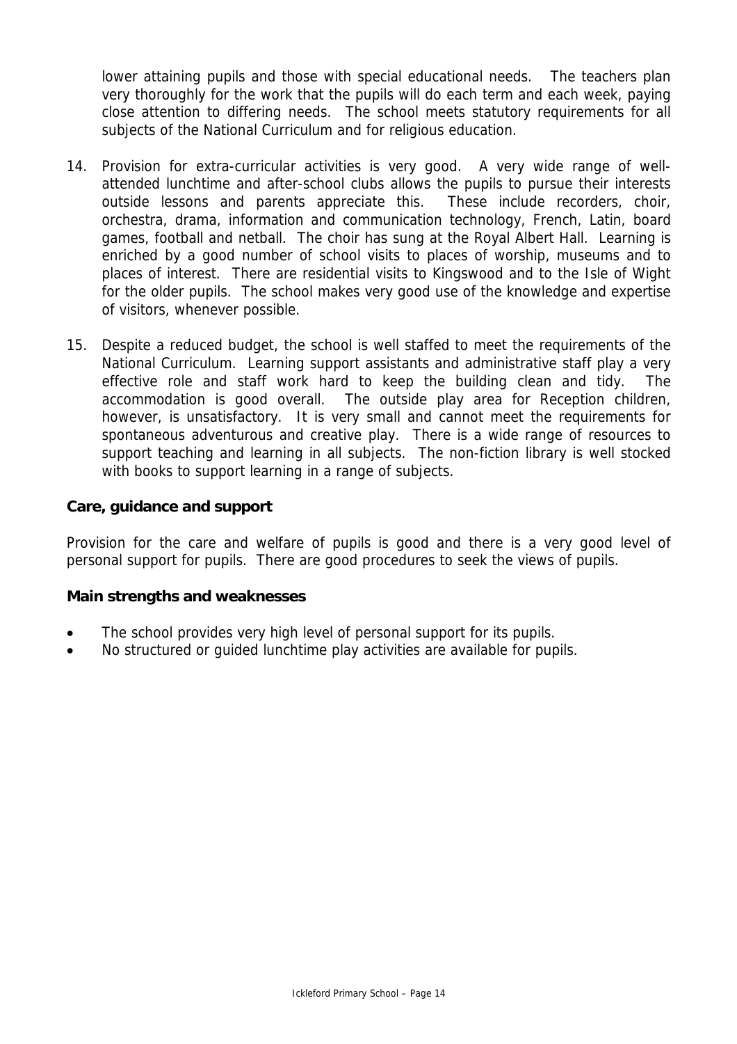lower attaining pupils and those with special educational needs. The teachers plan very thoroughly for the work that the pupils will do each term and each week, paying close attention to differing needs. The school meets statutory requirements for all subjects of the National Curriculum and for religious education.

14. Provision for extra-curricular activities is very good. A very wide range of well-attended lunchtime and after-school clubs allows the pupils to pursue their interests outside lessons and parents appreciate this. These include recorders, choir, orchestra, drama, information and communication technology, French, Latin, board games, football and netball. The choir has sung at the Royal Albert Hall. Learning is enriched by a good number of school visits to places of worship, museums and to places of interest. There are residential visits to Kingswood and to the Isle of Wight for the older pupils. The school makes very good use of the knowledge and expertise of visitors, whenever possible.

15. Despite a reduced budget, the school is well staffed to meet the requirements of the National Curriculum. Learning support assistants and administrative staff play a very effective role and staff work hard to keep the building clean and tidy. The accommodation is good overall. The outside play area for Reception children, however, is unsatisfactory. It is very small and cannot meet the requirements for spontaneous adventurous and creative play. There is a wide range of resources to support teaching and learning in all subjects. The non-fiction library is well stocked with books to support learning in a range of subjects.

**Care, guidance and support**

Provision for the care and welfare of pupils is good and there is a very good level of personal support for pupils. There are good procedures to seek the views of pupils.

**Main strengths and weaknesses**

- The school provides very high level of personal support for its pupils.
- No structured or guided lunchtime play activities are available for pupils.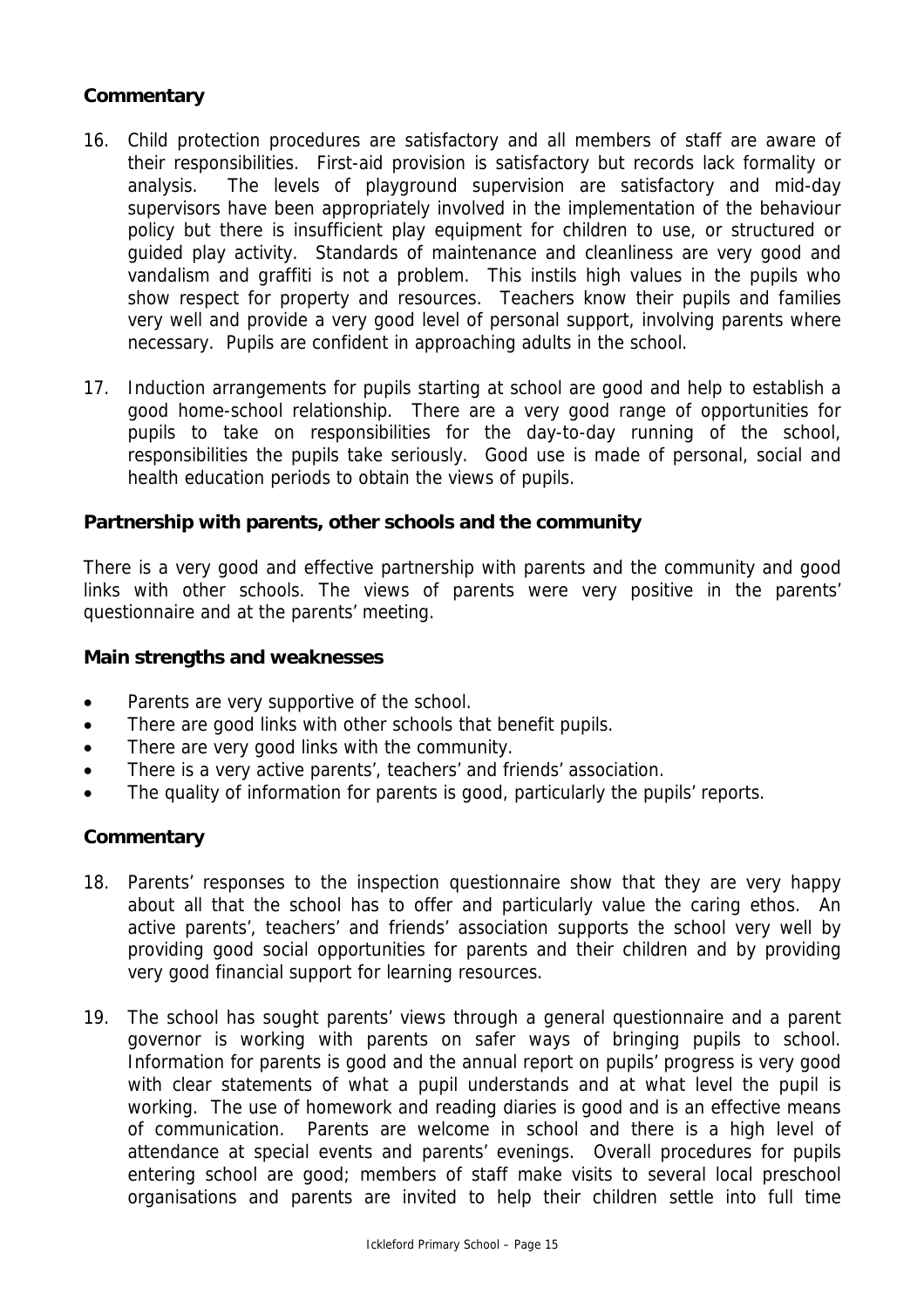### Commentary

16. Child protection procedures are satisfactory and all members of staff are aware of their responsibilities. First-aid provision is satisfactory but records lack formality or analysis. The levels of playground supervision are satisfactory and mid-day supervisors have been appropriately involved in the implementation of the behaviour policy but there is insufficient play equipment for children to use, or structured or guided play activity. Standards of maintenance and cleanliness are very good and vandalism and graffiti is not a problem. This instils high values in the pupils who show respect for property and resources. Teachers know their pupils and families very well and provide a very good level of personal support, involving parents where necessary. Pupils are confident in approaching adults in the school.

17. Induction arrangements for pupils starting at school are good and help to establish a good home-school relationship. There are a very good range of opportunities for pupils to take on responsibilities for the day-to-day running of the school, responsibilities the pupils take seriously. Good use is made of personal, social and health education periods to obtain the views of pupils.

### Partnership with parents, other schools and the community

There is a very good and effective partnership with parents and the community and good links with other schools. The views of parents were very positive in the parents' questionnaire and at the parents' meeting.

### Main strengths and weaknesses

- Parents are very supportive of the school.
- There are good links with other schools that benefit pupils.
- There are very good links with the community.
- There is a very active parents', teachers' and friends' association.
- The quality of information for parents is good, particularly the pupils' reports.

### Commentary

18. Parents' responses to the inspection questionnaire show that they are very happy about all that the school has to offer and particularly value the caring ethos. An active parents', teachers' and friends' association supports the school very well by providing good social opportunities for parents and their children and by providing very good financial support for learning resources.

19. The school has sought parents' views through a general questionnaire and a parent governor is working with parents on safer ways of bringing pupils to school. Information for parents is good and the annual report on pupils' progress is very good with clear statements of what a pupil understands and at what level the pupil is working. The use of homework and reading diaries is good and is an effective means of communication. Parents are welcome in school and there is a high level of attendance at special events and parents' evenings. Overall procedures for pupils entering school are good; members of staff make visits to several local preschool organisations and parents are invited to help their children settle into full time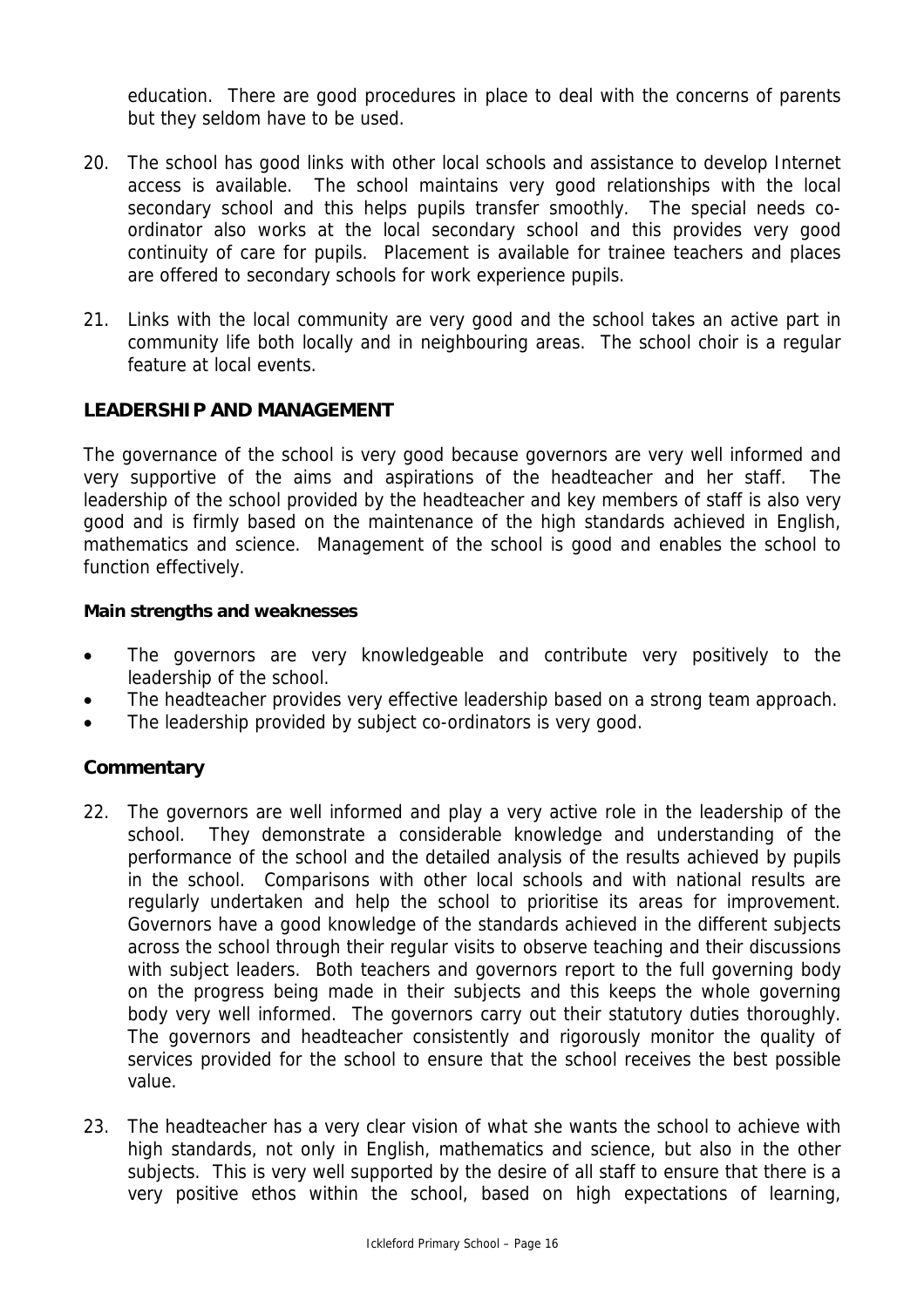education. There are good procedures in place to deal with the concerns of parents but they seldom have to be used.

20. The school has good links with other local schools and assistance to develop Internet access is available. The school maintains very good relationships with the local secondary school and this helps pupils transfer smoothly. The special needs co-ordinator also works at the local secondary school and this provides very good continuity of care for pupils. Placement is available for trainee teachers and places are offered to secondary schools for work experience pupils.

21. Links with the local community are very good and the school takes an active part in community life both locally and in neighbouring areas. The school choir is a regular feature at local events.

## LEADERSHIP AND MANAGEMENT

The governance of the school is very good because governors are very well informed and very supportive of the aims and aspirations of the headteacher and her staff. The leadership of the school provided by the headteacher and key members of staff is also very good and is firmly based on the maintenance of the high standards achieved in English, mathematics and science. Management of the school is good and enables the school to function effectively.

**Main strengths and weaknesses**

- The governors are very knowledgeable and contribute very positively to the leadership of the school.
- The headteacher provides very effective leadership based on a strong team approach.
- The leadership provided by subject co-ordinators is very good.

### Commentary

22. The governors are well informed and play a very active role in the leadership of the school. They demonstrate a considerable knowledge and understanding of the performance of the school and the detailed analysis of the results achieved by pupils in the school. Comparisons with other local schools and with national results are regularly undertaken and help the school to prioritise its areas for improvement. Governors have a good knowledge of the standards achieved in the different subjects across the school through their regular visits to observe teaching and their discussions with subject leaders. Both teachers and governors report to the full governing body on the progress being made in their subjects and this keeps the whole governing body very well informed. The governors carry out their statutory duties thoroughly. The governors and headteacher consistently and rigorously monitor the quality of services provided for the school to ensure that the school receives the best possible value.

23. The headteacher has a very clear vision of what she wants the school to achieve with high standards, not only in English, mathematics and science, but also in the other subjects. This is very well supported by the desire of all staff to ensure that there is a very positive ethos within the school, based on high expectations of learning,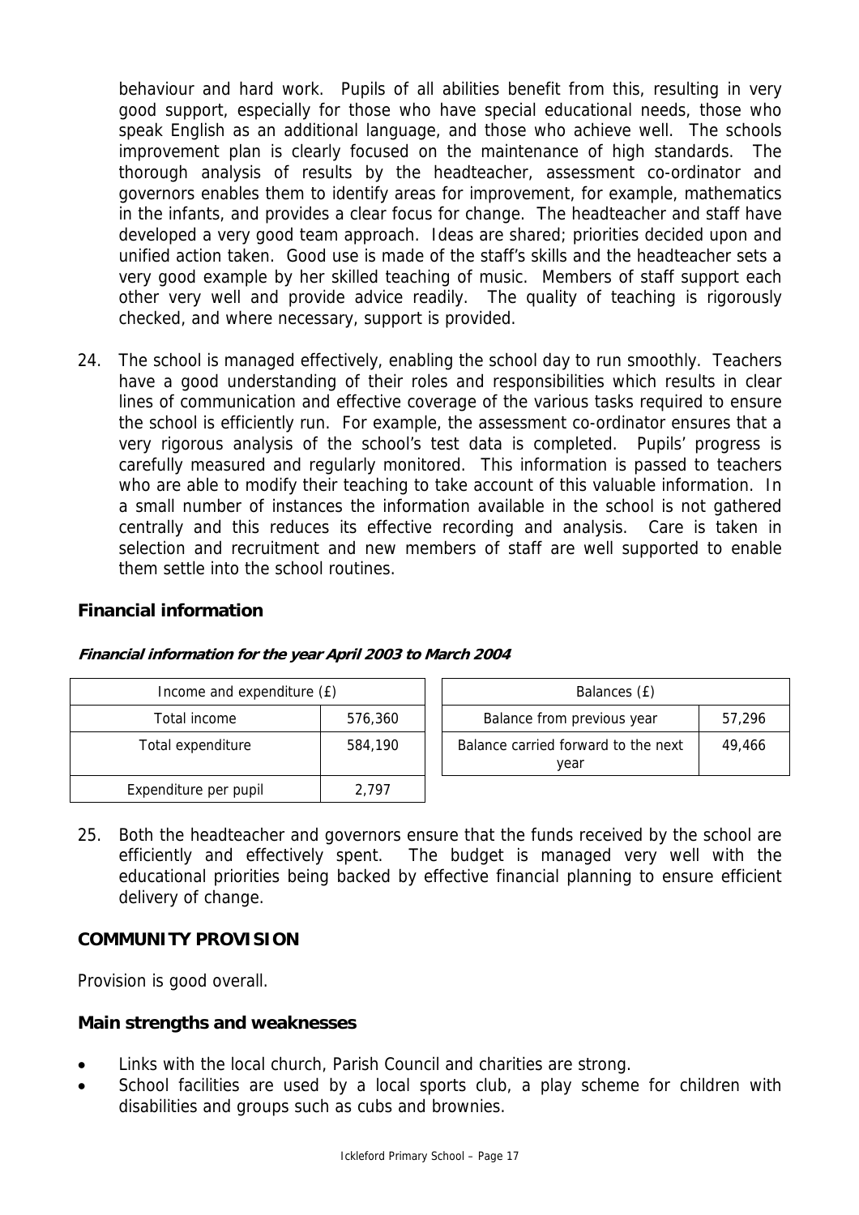behaviour and hard work. Pupils of all abilities benefit from this, resulting in very good support, especially for those who have special educational needs, those who speak English as an additional language, and those who achieve well. The schools improvement plan is clearly focused on the maintenance of high standards. The thorough analysis of results by the headteacher, assessment co-ordinator and governors enables them to identify areas for improvement, for example, mathematics in the infants, and provides a clear focus for change. The headteacher and staff have developed a very good team approach. Ideas are shared; priorities decided upon and unified action taken. Good use is made of the staff's skills and the headteacher sets a very good example by her skilled teaching of music. Members of staff support each other very well and provide advice readily. The quality of teaching is rigorously checked, and where necessary, support is provided.

24. The school is managed effectively, enabling the school day to run smoothly. Teachers have a good understanding of their roles and responsibilities which results in clear lines of communication and effective coverage of the various tasks required to ensure the school is efficiently run. For example, the assessment co-ordinator ensures that a very rigorous analysis of the school's test data is completed. Pupils' progress is carefully measured and regularly monitored. This information is passed to teachers who are able to modify their teaching to take account of this valuable information. In a small number of instances the information available in the school is not gathered centrally and this reduces its effective recording and analysis. Care is taken in selection and recruitment and new members of staff are well supported to enable them settle into the school routines.

## Financial information

***Financial information for the year April 2003 to March 2004***

| Income and expenditure (£) | |
|---|---|
| Total income | 576,360 |
| Total expenditure | 584,190 |
| Expenditure per pupil | 2,797 |

| Balances (£) | |
|---|---|
| Balance from previous year | 57,296 |
| Balance carried forward to the next year | 49,466 |

25. Both the headteacher and governors ensure that the funds received by the school are efficiently and effectively spent. The budget is managed very well with the educational priorities being backed by effective financial planning to ensure efficient delivery of change.

## COMMUNITY PROVISION

Provision is good overall.

### Main strengths and weaknesses

- Links with the local church, Parish Council and charities are strong.
- School facilities are used by a local sports club, a play scheme for children with disabilities and groups such as cubs and brownies.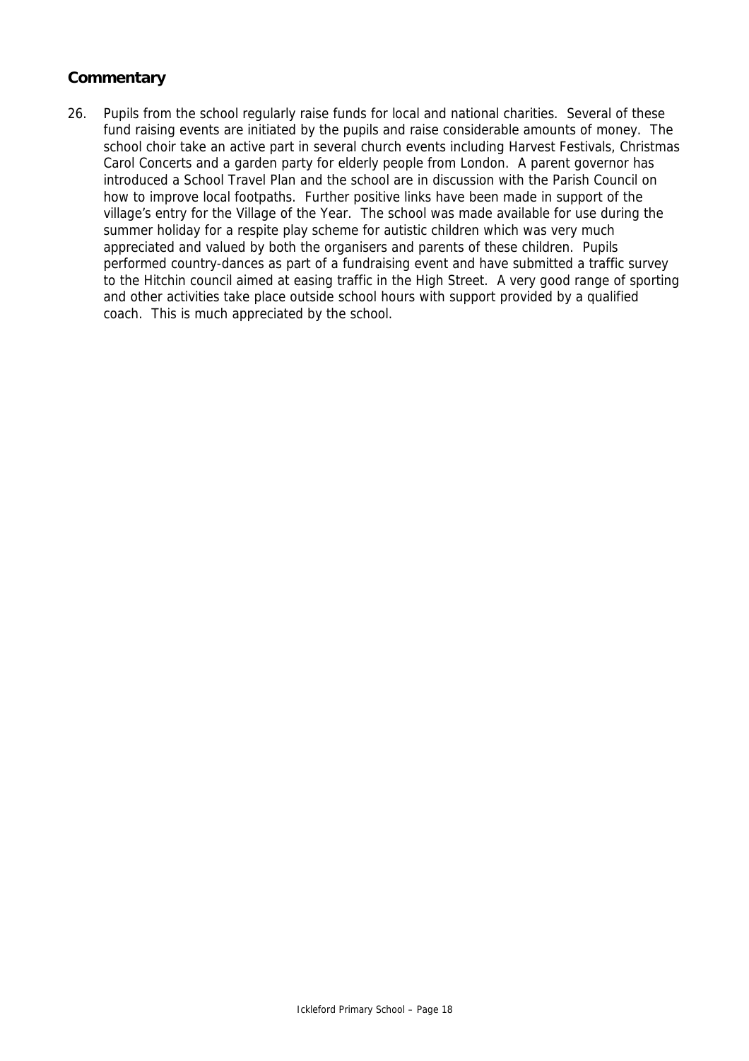### Commentary

26. Pupils from the school regularly raise funds for local and national charities. Several of these fund raising events are initiated by the pupils and raise considerable amounts of money. The school choir take an active part in several church events including Harvest Festivals, Christmas Carol Concerts and a garden party for elderly people from London. A parent governor has introduced a School Travel Plan and the school are in discussion with the Parish Council on how to improve local footpaths. Further positive links have been made in support of the village's entry for the Village of the Year. The school was made available for use during the summer holiday for a respite play scheme for autistic children which was very much appreciated and valued by both the organisers and parents of these children. Pupils performed country-dances as part of a fundraising event and have submitted a traffic survey to the Hitchin council aimed at easing traffic in the High Street. A very good range of sporting and other activities take place outside school hours with support provided by a qualified coach. This is much appreciated by the school.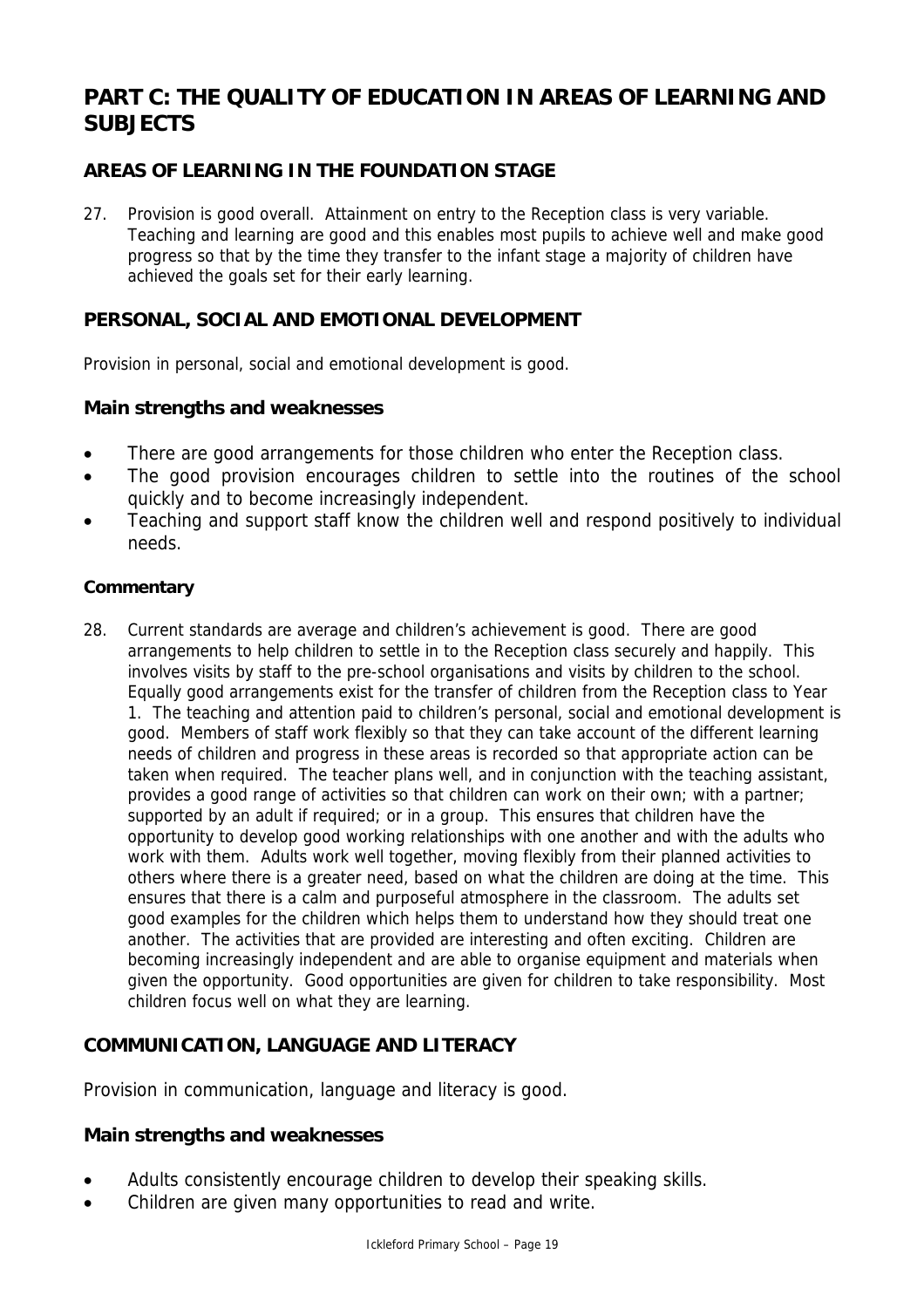# PART C: THE QUALITY OF EDUCATION IN AREAS OF LEARNING AND SUBJECTS

## AREAS OF LEARNING IN THE FOUNDATION STAGE

27. Provision is good overall. Attainment on entry to the Reception class is very variable. Teaching and learning are good and this enables most pupils to achieve well and make good progress so that by the time they transfer to the infant stage a majority of children have achieved the goals set for their early learning.

## PERSONAL, SOCIAL AND EMOTIONAL DEVELOPMENT

Provision in personal, social and emotional development is good.

### Main strengths and weaknesses

- There are good arrangements for those children who enter the Reception class.
- The good provision encourages children to settle into the routines of the school quickly and to become increasingly independent.
- Teaching and support staff know the children well and respond positively to individual needs.

#### Commentary

28. Current standards are average and children's achievement is good. There are good arrangements to help children to settle in to the Reception class securely and happily. This involves visits by staff to the pre-school organisations and visits by children to the school. Equally good arrangements exist for the transfer of children from the Reception class to Year 1. The teaching and attention paid to children's personal, social and emotional development is good. Members of staff work flexibly so that they can take account of the different learning needs of children and progress in these areas is recorded so that appropriate action can be taken when required. The teacher plans well, and in conjunction with the teaching assistant, provides a good range of activities so that children can work on their own; with a partner; supported by an adult if required; or in a group. This ensures that children have the opportunity to develop good working relationships with one another and with the adults who work with them. Adults work well together, moving flexibly from their planned activities to others where there is a greater need, based on what the children are doing at the time. This ensures that there is a calm and purposeful atmosphere in the classroom. The adults set good examples for the children which helps them to understand how they should treat one another. The activities that are provided are interesting and often exciting. Children are becoming increasingly independent and are able to organise equipment and materials when given the opportunity. Good opportunities are given for children to take responsibility. Most children focus well on what they are learning.

## COMMUNICATION, LANGUAGE AND LITERACY

Provision in communication, language and literacy is good.

### Main strengths and weaknesses

- Adults consistently encourage children to develop their speaking skills.
- Children are given many opportunities to read and write.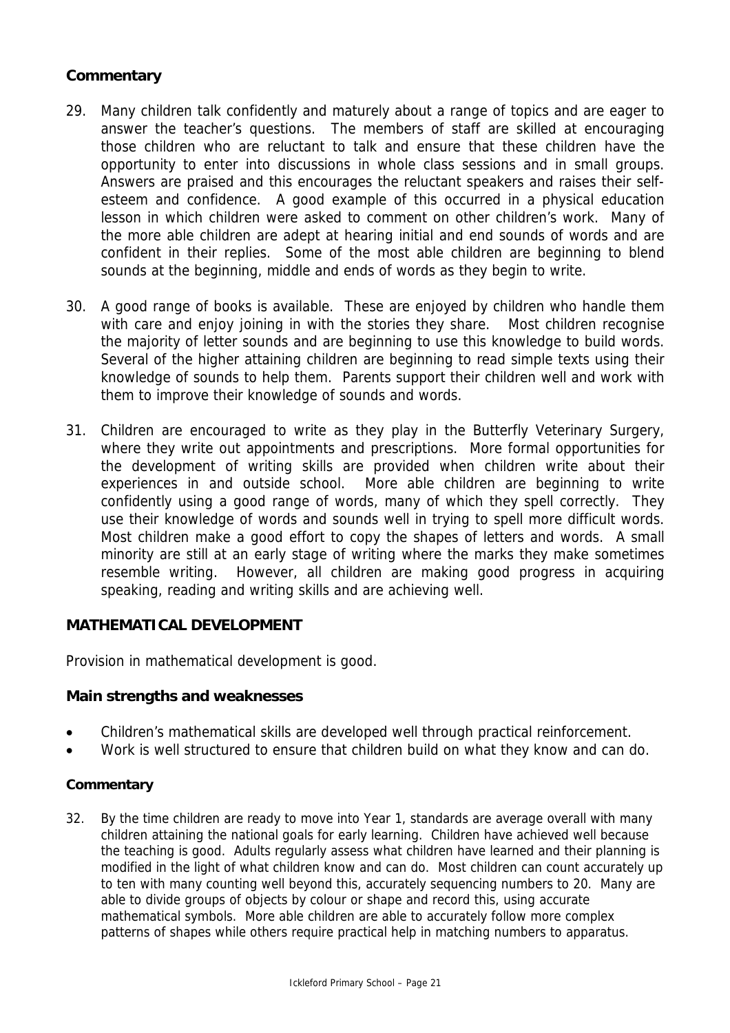### Commentary

29. Many children talk confidently and maturely about a range of topics and are eager to answer the teacher's questions. The members of staff are skilled at encouraging those children who are reluctant to talk and ensure that these children have the opportunity to enter into discussions in whole class sessions and in small groups. Answers are praised and this encourages the reluctant speakers and raises their self-esteem and confidence. A good example of this occurred in a physical education lesson in which children were asked to comment on other children's work. Many of the more able children are adept at hearing initial and end sounds of words and are confident in their replies. Some of the most able children are beginning to blend sounds at the beginning, middle and ends of words as they begin to write.

30. A good range of books is available. These are enjoyed by children who handle them with care and enjoy joining in with the stories they share. Most children recognise the majority of letter sounds and are beginning to use this knowledge to build words. Several of the higher attaining children are beginning to read simple texts using their knowledge of sounds to help them. Parents support their children well and work with them to improve their knowledge of sounds and words.

31. Children are encouraged to write as they play in the Butterfly Veterinary Surgery, where they write out appointments and prescriptions. More formal opportunities for the development of writing skills are provided when children write about their experiences in and outside school. More able children are beginning to write confidently using a good range of words, many of which they spell correctly. They use their knowledge of words and sounds well in trying to spell more difficult words. Most children make a good effort to copy the shapes of letters and words. A small minority are still at an early stage of writing where the marks they make sometimes resemble writing. However, all children are making good progress in acquiring speaking, reading and writing skills and are achieving well.

## MATHEMATICAL DEVELOPMENT

Provision in mathematical development is good.

### Main strengths and weaknesses

- Children's mathematical skills are developed well through practical reinforcement.
- Work is well structured to ensure that children build on what they know and can do.

### Commentary

32. By the time children are ready to move into Year 1, standards are average overall with many children attaining the national goals for early learning. Children have achieved well because the teaching is good. Adults regularly assess what children have learned and their planning is modified in the light of what children know and can do. Most children can count accurately up to ten with many counting well beyond this, accurately sequencing numbers to 20. Many are able to divide groups of objects by colour or shape and record this, using accurate mathematical symbols. More able children are able to accurately follow more complex patterns of shapes while others require practical help in matching numbers to apparatus.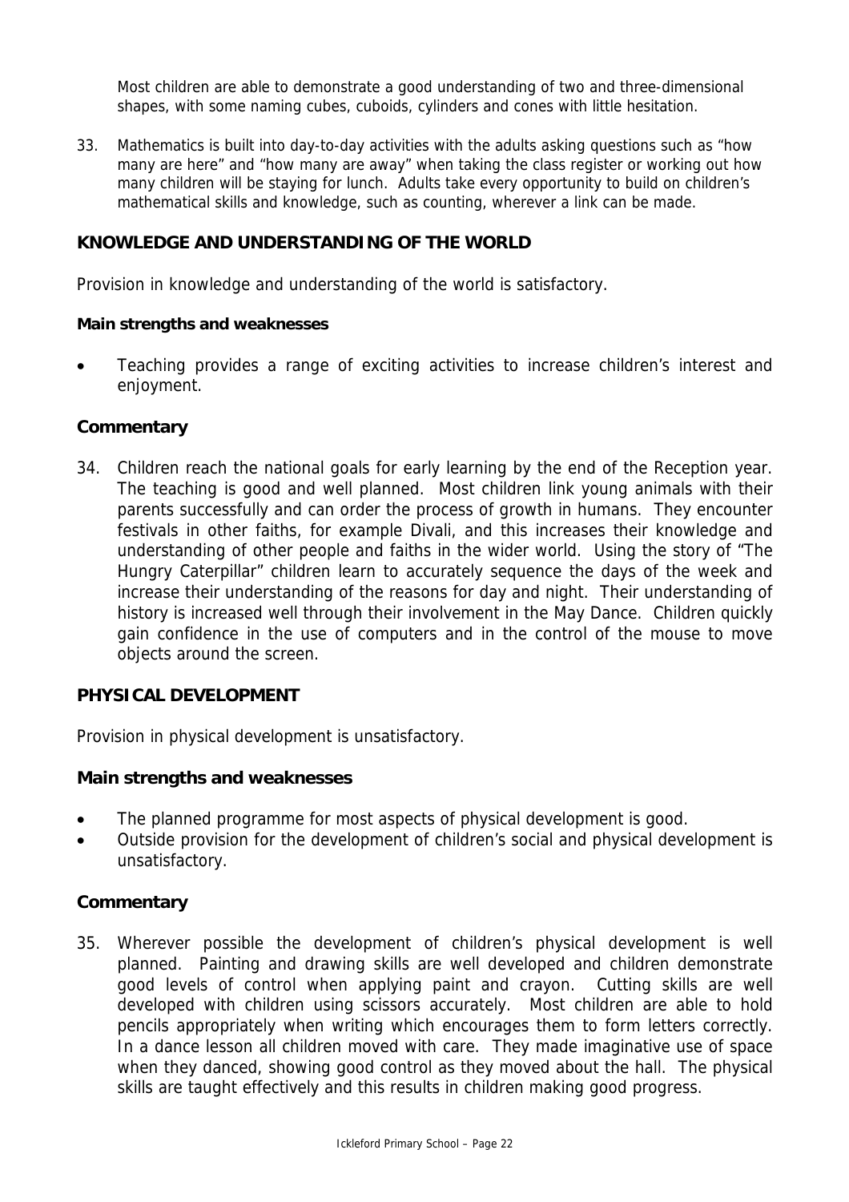Most children are able to demonstrate a good understanding of two and three-dimensional shapes, with some naming cubes, cuboids, cylinders and cones with little hesitation.

33. Mathematics is built into day-to-day activities with the adults asking questions such as "how many are here" and "how many are away" when taking the class register or working out how many children will be staying for lunch. Adults take every opportunity to build on children's mathematical skills and knowledge, such as counting, wherever a link can be made.

## KNOWLEDGE AND UNDERSTANDING OF THE WORLD

Provision in knowledge and understanding of the world is satisfactory.

**Main strengths and weaknesses**

- Teaching provides a range of exciting activities to increase children's interest and enjoyment.

### Commentary

34. Children reach the national goals for early learning by the end of the Reception year. The teaching is good and well planned. Most children link young animals with their parents successfully and can order the process of growth in humans. They encounter festivals in other faiths, for example Divali, and this increases their knowledge and understanding of other people and faiths in the wider world. Using the story of "The Hungry Caterpillar" children learn to accurately sequence the days of the week and increase their understanding of the reasons for day and night. Their understanding of history is increased well through their involvement in the May Dance. Children quickly gain confidence in the use of computers and in the control of the mouse to move objects around the screen.

## PHYSICAL DEVELOPMENT

Provision in physical development is unsatisfactory.

### Main strengths and weaknesses

- The planned programme for most aspects of physical development is good.
- Outside provision for the development of children's social and physical development is unsatisfactory.

### Commentary

35. Wherever possible the development of children's physical development is well planned. Painting and drawing skills are well developed and children demonstrate good levels of control when applying paint and crayon. Cutting skills are well developed with children using scissors accurately. Most children are able to hold pencils appropriately when writing which encourages them to form letters correctly. In a dance lesson all children moved with care. They made imaginative use of space when they danced, showing good control as they moved about the hall. The physical skills are taught effectively and this results in children making good progress.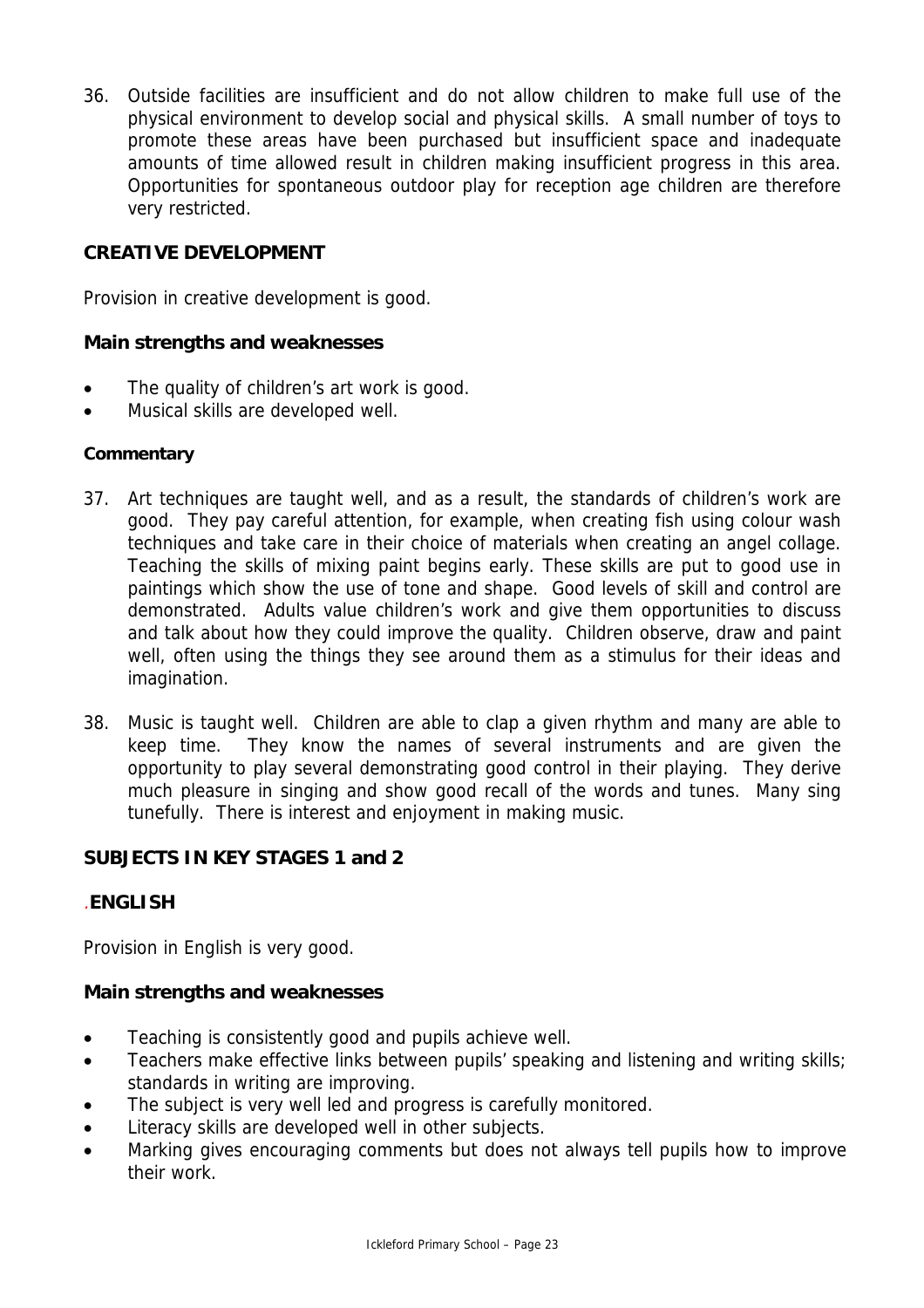36. Outside facilities are insufficient and do not allow children to make full use of the physical environment to develop social and physical skills. A small number of toys to promote these areas have been purchased but insufficient space and inadequate amounts of time allowed result in children making insufficient progress in this area. Opportunities for spontaneous outdoor play for reception age children are therefore very restricted.

## CREATIVE DEVELOPMENT

Provision in creative development is good.

### Main strengths and weaknesses

- The quality of children's art work is good.
- Musical skills are developed well.

#### Commentary

37. Art techniques are taught well, and as a result, the standards of children's work are good. They pay careful attention, for example, when creating fish using colour wash techniques and take care in their choice of materials when creating an angel collage. Teaching the skills of mixing paint begins early. These skills are put to good use in paintings which show the use of tone and shape. Good levels of skill and control are demonstrated. Adults value children's work and give them opportunities to discuss and talk about how they could improve the quality. Children observe, draw and paint well, often using the things they see around them as a stimulus for their ideas and imagination.

38. Music is taught well. Children are able to clap a given rhythm and many are able to keep time. They know the names of several instruments and are given the opportunity to play several demonstrating good control in their playing. They derive much pleasure in singing and show good recall of the words and tunes. Many sing tunefully. There is interest and enjoyment in making music.

## SUBJECTS IN KEY STAGES 1 and 2

## ENGLISH

Provision in English is very good.

### Main strengths and weaknesses

- Teaching is consistently good and pupils achieve well.
- Teachers make effective links between pupils' speaking and listening and writing skills; standards in writing are improving.
- The subject is very well led and progress is carefully monitored.
- Literacy skills are developed well in other subjects.
- Marking gives encouraging comments but does not always tell pupils how to improve their work.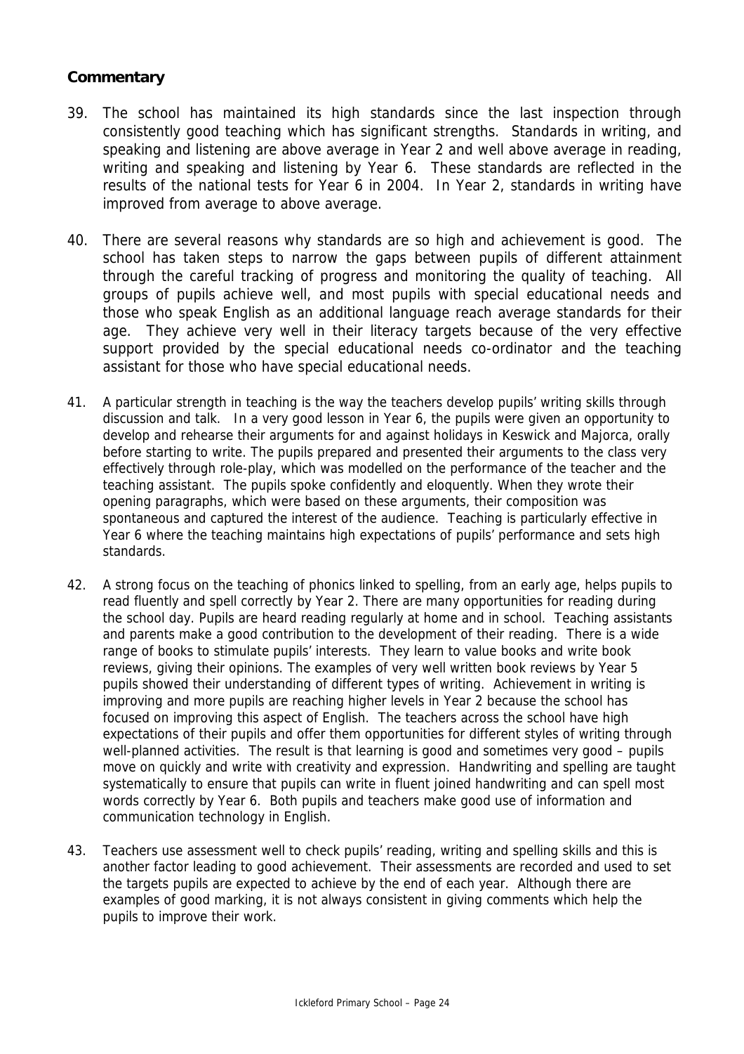## Commentary

39. The school has maintained its high standards since the last inspection through consistently good teaching which has significant strengths. Standards in writing, and speaking and listening are above average in Year 2 and well above average in reading, writing and speaking and listening by Year 6. These standards are reflected in the results of the national tests for Year 6 in 2004. In Year 2, standards in writing have improved from average to above average.

40. There are several reasons why standards are so high and achievement is good. The school has taken steps to narrow the gaps between pupils of different attainment through the careful tracking of progress and monitoring the quality of teaching. All groups of pupils achieve well, and most pupils with special educational needs and those who speak English as an additional language reach average standards for their age. They achieve very well in their literacy targets because of the very effective support provided by the special educational needs co-ordinator and the teaching assistant for those who have special educational needs.

41. A particular strength in teaching is the way the teachers develop pupils' writing skills through discussion and talk. In a very good lesson in Year 6, the pupils were given an opportunity to develop and rehearse their arguments for and against holidays in Keswick and Majorca, orally before starting to write. The pupils prepared and presented their arguments to the class very effectively through role-play, which was modelled on the performance of the teacher and the teaching assistant. The pupils spoke confidently and eloquently. When they wrote their opening paragraphs, which were based on these arguments, their composition was spontaneous and captured the interest of the audience. Teaching is particularly effective in Year 6 where the teaching maintains high expectations of pupils' performance and sets high standards.

42. A strong focus on the teaching of phonics linked to spelling, from an early age, helps pupils to read fluently and spell correctly by Year 2. There are many opportunities for reading during the school day. Pupils are heard reading regularly at home and in school. Teaching assistants and parents make a good contribution to the development of their reading. There is a wide range of books to stimulate pupils' interests. They learn to value books and write book reviews, giving their opinions. The examples of very well written book reviews by Year 5 pupils showed their understanding of different types of writing. Achievement in writing is improving and more pupils are reaching higher levels in Year 2 because the school has focused on improving this aspect of English. The teachers across the school have high expectations of their pupils and offer them opportunities for different styles of writing through well-planned activities. The result is that learning is good and sometimes very good – pupils move on quickly and write with creativity and expression. Handwriting and spelling are taught systematically to ensure that pupils can write in fluent joined handwriting and can spell most words correctly by Year 6. Both pupils and teachers make good use of information and communication technology in English.

43. Teachers use assessment well to check pupils' reading, writing and spelling skills and this is another factor leading to good achievement. Their assessments are recorded and used to set the targets pupils are expected to achieve by the end of each year. Although there are examples of good marking, it is not always consistent in giving comments which help the pupils to improve their work.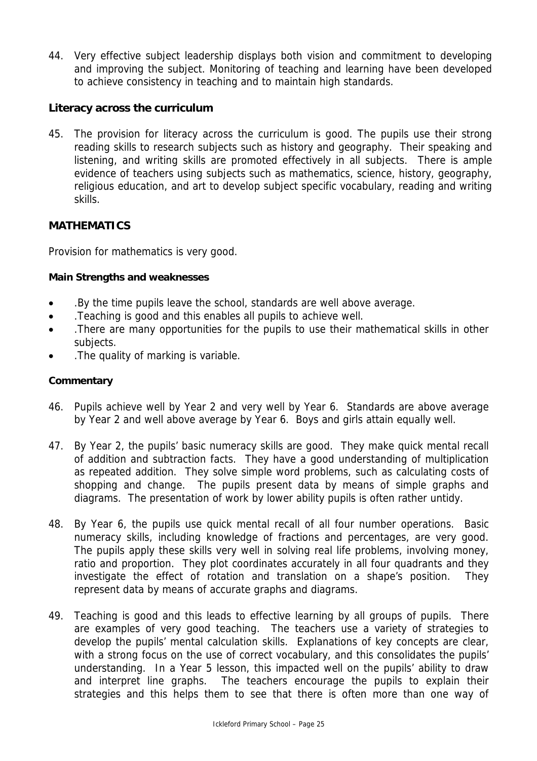44. Very effective subject leadership displays both vision and commitment to developing and improving the subject. Monitoring of teaching and learning have been developed to achieve consistency in teaching and to maintain high standards.

### Literacy across the curriculum

45. The provision for literacy across the curriculum is good. The pupils use their strong reading skills to research subjects such as history and geography. Their speaking and listening, and writing skills are promoted effectively in all subjects. There is ample evidence of teachers using subjects such as mathematics, science, history, geography, religious education, and art to develop subject specific vocabulary, reading and writing skills.

## MATHEMATICS

Provision for mathematics is very good.

**Main Strengths and weaknesses**

- .By the time pupils leave the school, standards are well above average.
- .Teaching is good and this enables all pupils to achieve well.
- .There are many opportunities for the pupils to use their mathematical skills in other subjects.
- .The quality of marking is variable.

**Commentary**

46. Pupils achieve well by Year 2 and very well by Year 6. Standards are above average by Year 2 and well above average by Year 6. Boys and girls attain equally well.

47. By Year 2, the pupils' basic numeracy skills are good. They make quick mental recall of addition and subtraction facts. They have a good understanding of multiplication as repeated addition. They solve simple word problems, such as calculating costs of shopping and change. The pupils present data by means of simple graphs and diagrams. The presentation of work by lower ability pupils is often rather untidy.

48. By Year 6, the pupils use quick mental recall of all four number operations. Basic numeracy skills, including knowledge of fractions and percentages, are very good. The pupils apply these skills very well in solving real life problems, involving money, ratio and proportion. They plot coordinates accurately in all four quadrants and they investigate the effect of rotation and translation on a shape's position. They represent data by means of accurate graphs and diagrams.

49. Teaching is good and this leads to effective learning by all groups of pupils. There are examples of very good teaching. The teachers use a variety of strategies to develop the pupils' mental calculation skills. Explanations of key concepts are clear, with a strong focus on the use of correct vocabulary, and this consolidates the pupils' understanding. In a Year 5 lesson, this impacted well on the pupils' ability to draw and interpret line graphs. The teachers encourage the pupils to explain their strategies and this helps them to see that there is often more than one way of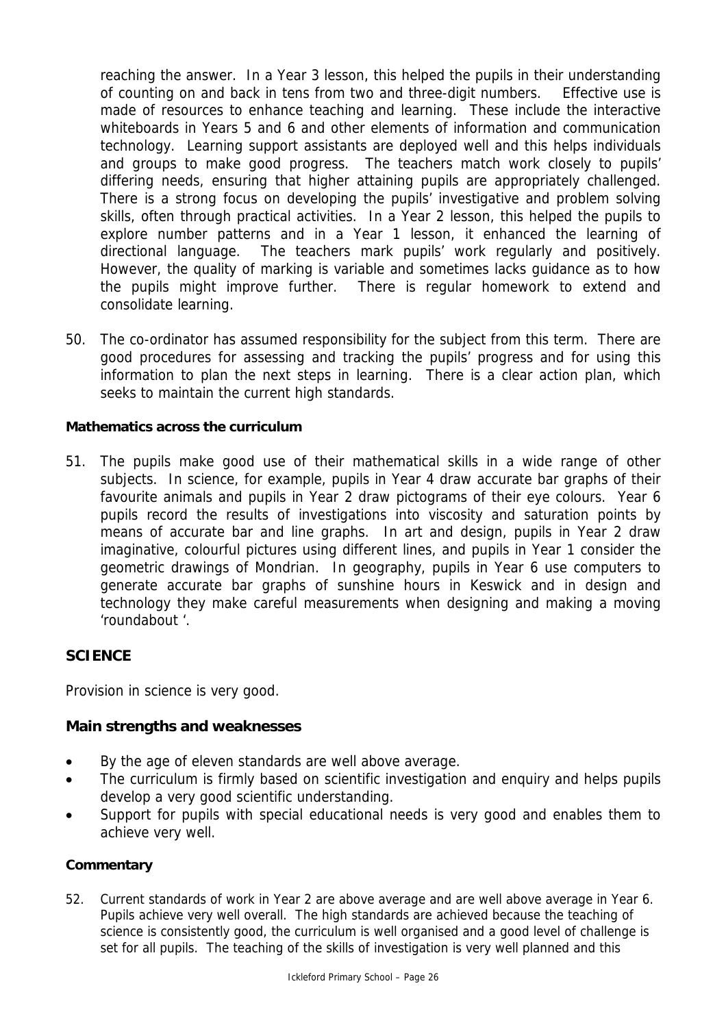reaching the answer. In a Year 3 lesson, this helped the pupils in their understanding of counting on and back in tens from two and three-digit numbers. Effective use is made of resources to enhance teaching and learning. These include the interactive whiteboards in Years 5 and 6 and other elements of information and communication technology. Learning support assistants are deployed well and this helps individuals and groups to make good progress. The teachers match work closely to pupils' differing needs, ensuring that higher attaining pupils are appropriately challenged. There is a strong focus on developing the pupils' investigative and problem solving skills, often through practical activities. In a Year 2 lesson, this helped the pupils to explore number patterns and in a Year 1 lesson, it enhanced the learning of directional language. The teachers mark pupils' work regularly and positively. However, the quality of marking is variable and sometimes lacks guidance as to how the pupils might improve further. There is regular homework to extend and consolidate learning.

50. The co-ordinator has assumed responsibility for the subject from this term. There are good procedures for assessing and tracking the pupils' progress and for using this information to plan the next steps in learning. There is a clear action plan, which seeks to maintain the current high standards.

### Mathematics across the curriculum

51. The pupils make good use of their mathematical skills in a wide range of other subjects. In science, for example, pupils in Year 4 draw accurate bar graphs of their favourite animals and pupils in Year 2 draw pictograms of their eye colours. Year 6 pupils record the results of investigations into viscosity and saturation points by means of accurate bar and line graphs. In art and design, pupils in Year 2 draw imaginative, colourful pictures using different lines, and pupils in Year 1 consider the geometric drawings of Mondrian. In geography, pupils in Year 6 use computers to generate accurate bar graphs of sunshine hours in Keswick and in design and technology they make careful measurements when designing and making a moving 'roundabout '.

## SCIENCE

Provision in science is very good.

### Main strengths and weaknesses

- By the age of eleven standards are well above average.
- The curriculum is firmly based on scientific investigation and enquiry and helps pupils develop a very good scientific understanding.
- Support for pupils with special educational needs is very good and enables them to achieve very well.

### Commentary

52. Current standards of work in Year 2 are above average and are well above average in Year 6. Pupils achieve very well overall. The high standards are achieved because the teaching of science is consistently good, the curriculum is well organised and a good level of challenge is set for all pupils. The teaching of the skills of investigation is very well planned and this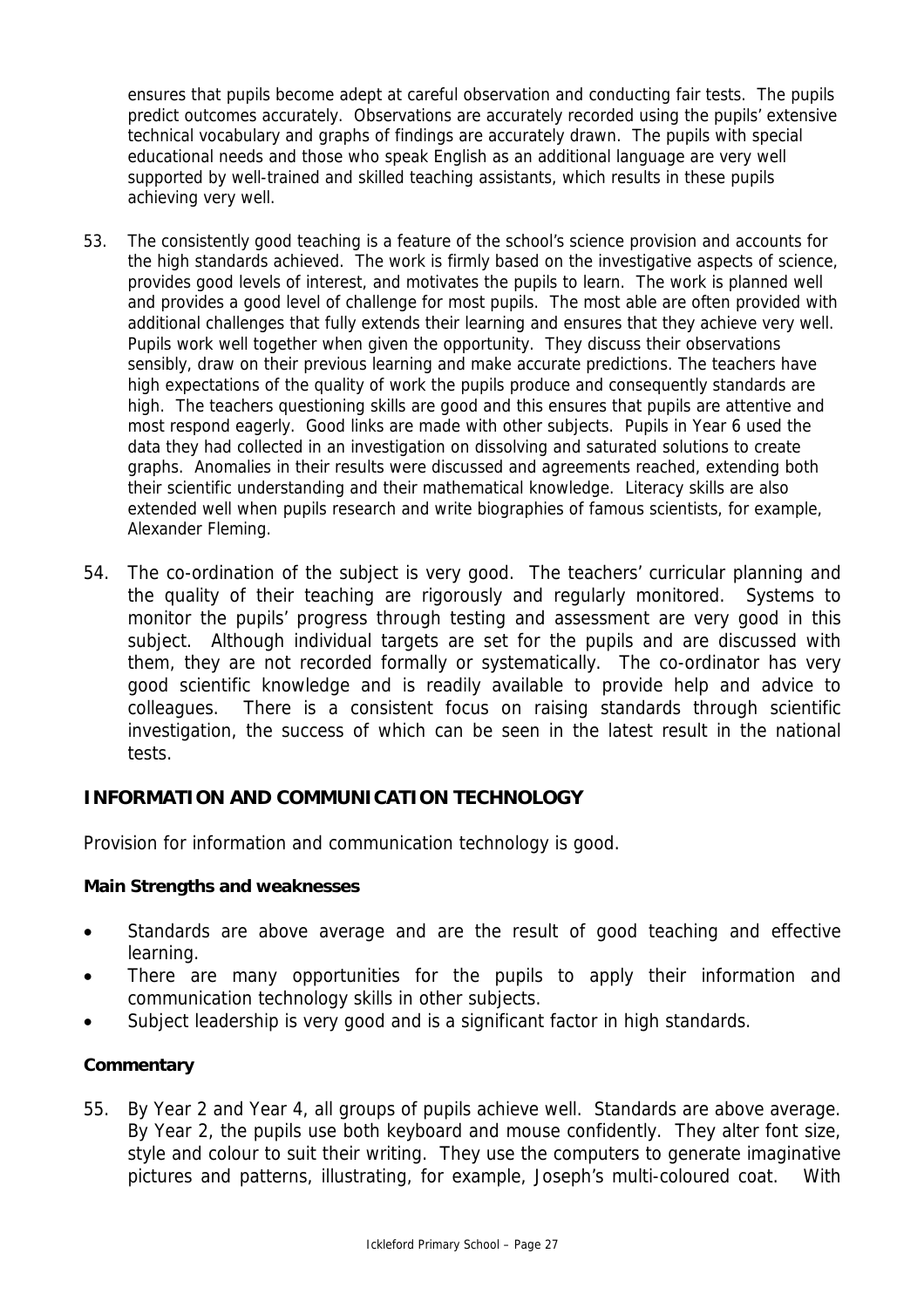ensures that pupils become adept at careful observation and conducting fair tests. The pupils predict outcomes accurately. Observations are accurately recorded using the pupils' extensive technical vocabulary and graphs of findings are accurately drawn. The pupils with special educational needs and those who speak English as an additional language are very well supported by well-trained and skilled teaching assistants, which results in these pupils achieving very well.

53. The consistently good teaching is a feature of the school's science provision and accounts for the high standards achieved. The work is firmly based on the investigative aspects of science, provides good levels of interest, and motivates the pupils to learn. The work is planned well and provides a good level of challenge for most pupils. The most able are often provided with additional challenges that fully extends their learning and ensures that they achieve very well. Pupils work well together when given the opportunity. They discuss their observations sensibly, draw on their previous learning and make accurate predictions. The teachers have high expectations of the quality of work the pupils produce and consequently standards are high. The teachers questioning skills are good and this ensures that pupils are attentive and most respond eagerly. Good links are made with other subjects. Pupils in Year 6 used the data they had collected in an investigation on dissolving and saturated solutions to create graphs. Anomalies in their results were discussed and agreements reached, extending both their scientific understanding and their mathematical knowledge. Literacy skills are also extended well when pupils research and write biographies of famous scientists, for example, Alexander Fleming.

54. The co-ordination of the subject is very good. The teachers' curricular planning and the quality of their teaching are rigorously and regularly monitored. Systems to monitor the pupils' progress through testing and assessment are very good in this subject. Although individual targets are set for the pupils and are discussed with them, they are not recorded formally or systematically. The co-ordinator has very good scientific knowledge and is readily available to provide help and advice to colleagues. There is a consistent focus on raising standards through scientific investigation, the success of which can be seen in the latest result in the national tests.

## INFORMATION AND COMMUNICATION TECHNOLOGY

Provision for information and communication technology is good.

**Main Strengths and weaknesses**

- Standards are above average and are the result of good teaching and effective learning.
- There are many opportunities for the pupils to apply their information and communication technology skills in other subjects.
- Subject leadership is very good and is a significant factor in high standards.

**Commentary**

55. By Year 2 and Year 4, all groups of pupils achieve well. Standards are above average. By Year 2, the pupils use both keyboard and mouse confidently. They alter font size, style and colour to suit their writing. They use the computers to generate imaginative pictures and patterns, illustrating, for example, Joseph's multi-coloured coat. With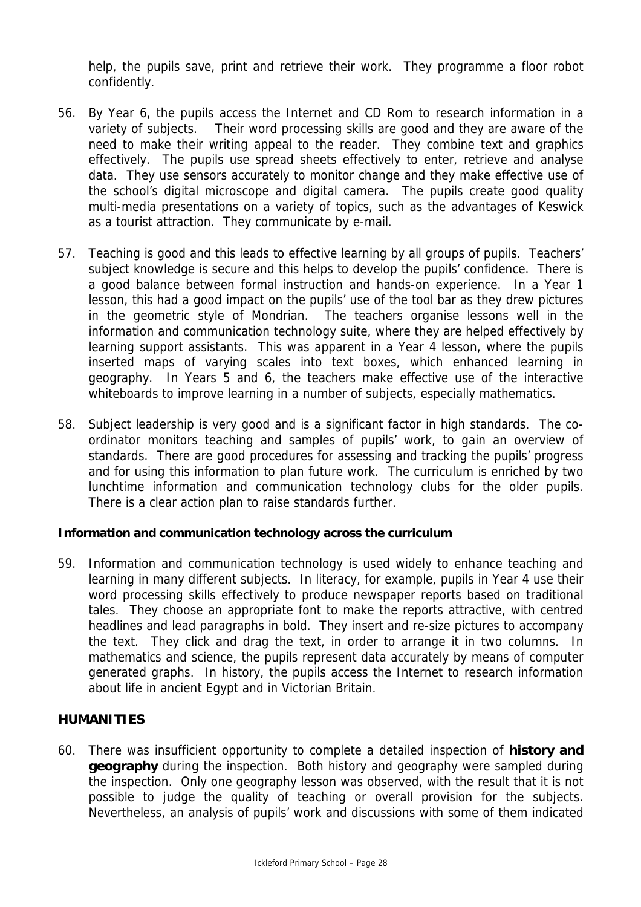help, the pupils save, print and retrieve their work. They programme a floor robot confidently.

56. By Year 6, the pupils access the Internet and CD Rom to research information in a variety of subjects. Their word processing skills are good and they are aware of the need to make their writing appeal to the reader. They combine text and graphics effectively. The pupils use spread sheets effectively to enter, retrieve and analyse data. They use sensors accurately to monitor change and they make effective use of the school's digital microscope and digital camera. The pupils create good quality multi-media presentations on a variety of topics, such as the advantages of Keswick as a tourist attraction. They communicate by e-mail.

57. Teaching is good and this leads to effective learning by all groups of pupils. Teachers' subject knowledge is secure and this helps to develop the pupils' confidence. There is a good balance between formal instruction and hands-on experience. In a Year 1 lesson, this had a good impact on the pupils' use of the tool bar as they drew pictures in the geometric style of Mondrian. The teachers organise lessons well in the information and communication technology suite, where they are helped effectively by learning support assistants. This was apparent in a Year 4 lesson, where the pupils inserted maps of varying scales into text boxes, which enhanced learning in geography. In Years 5 and 6, the teachers make effective use of the interactive whiteboards to improve learning in a number of subjects, especially mathematics.

58. Subject leadership is very good and is a significant factor in high standards. The co-ordinator monitors teaching and samples of pupils' work, to gain an overview of standards. There are good procedures for assessing and tracking the pupils' progress and for using this information to plan future work. The curriculum is enriched by two lunchtime information and communication technology clubs for the older pupils. There is a clear action plan to raise standards further.

**Information and communication technology across the curriculum**

59. Information and communication technology is used widely to enhance teaching and learning in many different subjects. In literacy, for example, pupils in Year 4 use their word processing skills effectively to produce newspaper reports based on traditional tales. They choose an appropriate font to make the reports attractive, with centred headlines and lead paragraphs in bold. They insert and re-size pictures to accompany the text. They click and drag the text, in order to arrange it in two columns. In mathematics and science, the pupils represent data accurately by means of computer generated graphs. In history, the pupils access the Internet to research information about life in ancient Egypt and in Victorian Britain.

## HUMANITIES

60. There was insufficient opportunity to complete a detailed inspection of **history and geography** during the inspection. Both history and geography were sampled during the inspection. Only one geography lesson was observed, with the result that it is not possible to judge the quality of teaching or overall provision for the subjects. Nevertheless, an analysis of pupils' work and discussions with some of them indicated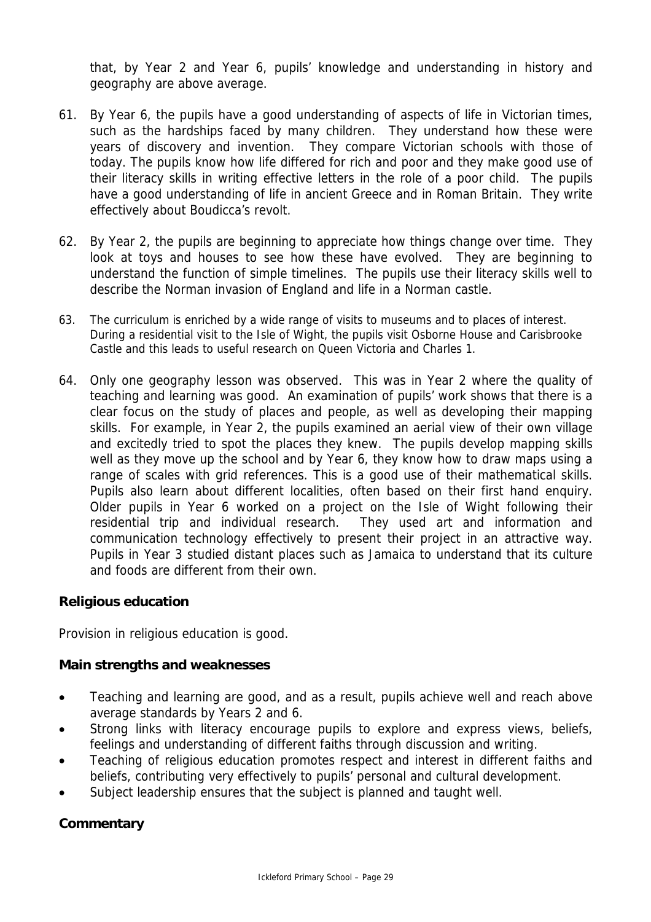that, by Year 2 and Year 6, pupils' knowledge and understanding in history and geography are above average.

61. By Year 6, the pupils have a good understanding of aspects of life in Victorian times, such as the hardships faced by many children. They understand how these were years of discovery and invention. They compare Victorian schools with those of today. The pupils know how life differed for rich and poor and they make good use of their literacy skills in writing effective letters in the role of a poor child. The pupils have a good understanding of life in ancient Greece and in Roman Britain. They write effectively about Boudicca's revolt.

62. By Year 2, the pupils are beginning to appreciate how things change over time. They look at toys and houses to see how these have evolved. They are beginning to understand the function of simple timelines. The pupils use their literacy skills well to describe the Norman invasion of England and life in a Norman castle.

63. The curriculum is enriched by a wide range of visits to museums and to places of interest. During a residential visit to the Isle of Wight, the pupils visit Osborne House and Carisbrooke Castle and this leads to useful research on Queen Victoria and Charles 1.

64. Only one geography lesson was observed. This was in Year 2 where the quality of teaching and learning was good. An examination of pupils' work shows that there is a clear focus on the study of places and people, as well as developing their mapping skills. For example, in Year 2, the pupils examined an aerial view of their own village and excitedly tried to spot the places they knew. The pupils develop mapping skills well as they move up the school and by Year 6, they know how to draw maps using a range of scales with grid references. This is a good use of their mathematical skills. Pupils also learn about different localities, often based on their first hand enquiry. Older pupils in Year 6 worked on a project on the Isle of Wight following their residential trip and individual research. They used art and information and communication technology effectively to present their project in an attractive way. Pupils in Year 3 studied distant places such as Jamaica to understand that its culture and foods are different from their own.

### Religious education

Provision in religious education is good.

#### Main strengths and weaknesses

- Teaching and learning are good, and as a result, pupils achieve well and reach above average standards by Years 2 and 6.
- Strong links with literacy encourage pupils to explore and express views, beliefs, feelings and understanding of different faiths through discussion and writing.
- Teaching of religious education promotes respect and interest in different faiths and beliefs, contributing very effectively to pupils' personal and cultural development.
- Subject leadership ensures that the subject is planned and taught well.

#### Commentary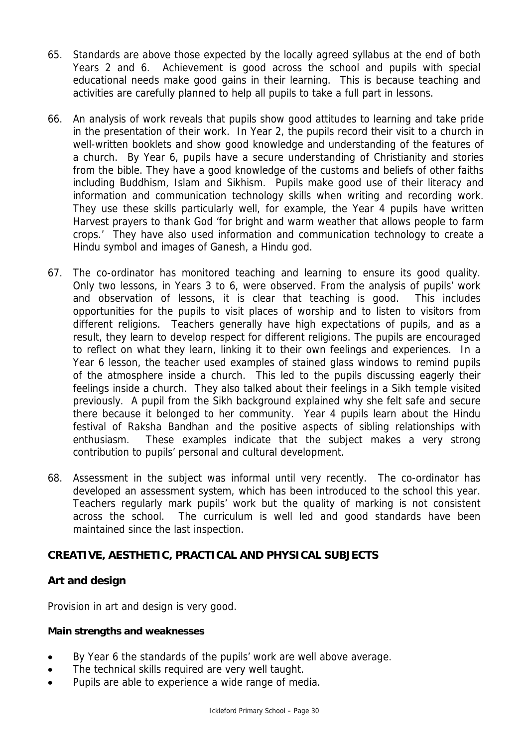65. Standards are above those expected by the locally agreed syllabus at the end of both Years 2 and 6. Achievement is good across the school and pupils with special educational needs make good gains in their learning. This is because teaching and activities are carefully planned to help all pupils to take a full part in lessons.

66. An analysis of work reveals that pupils show good attitudes to learning and take pride in the presentation of their work. In Year 2, the pupils record their visit to a church in well-written booklets and show good knowledge and understanding of the features of a church. By Year 6, pupils have a secure understanding of Christianity and stories from the bible. They have a good knowledge of the customs and beliefs of other faiths including Buddhism, Islam and Sikhism. Pupils make good use of their literacy and information and communication technology skills when writing and recording work. They use these skills particularly well, for example, the Year 4 pupils have written Harvest prayers to thank God 'for bright and warm weather that allows people to farm crops.' They have also used information and communication technology to create a Hindu symbol and images of Ganesh, a Hindu god.

67. The co-ordinator has monitored teaching and learning to ensure its good quality. Only two lessons, in Years 3 to 6, were observed. From the analysis of pupils' work and observation of lessons, it is clear that teaching is good. This includes opportunities for the pupils to visit places of worship and to listen to visitors from different religions. Teachers generally have high expectations of pupils, and as a result, they learn to develop respect for different religions. The pupils are encouraged to reflect on what they learn, linking it to their own feelings and experiences. In a Year 6 lesson, the teacher used examples of stained glass windows to remind pupils of the atmosphere inside a church. This led to the pupils discussing eagerly their feelings inside a church. They also talked about their feelings in a Sikh temple visited previously. A pupil from the Sikh background explained why she felt safe and secure there because it belonged to her community. Year 4 pupils learn about the Hindu festival of Raksha Bandhan and the positive aspects of sibling relationships with enthusiasm. These examples indicate that the subject makes a very strong contribution to pupils' personal and cultural development.

68. Assessment in the subject was informal until very recently. The co-ordinator has developed an assessment system, which has been introduced to the school this year. Teachers regularly mark pupils' work but the quality of marking is not consistent across the school. The curriculum is well led and good standards have been maintained since the last inspection.

## CREATIVE, AESTHETIC, PRACTICAL AND PHYSICAL SUBJECTS

### Art and design

Provision in art and design is very good.

**Main strengths and weaknesses**

- By Year 6 the standards of the pupils' work are well above average.
- The technical skills required are very well taught.
- Pupils are able to experience a wide range of media.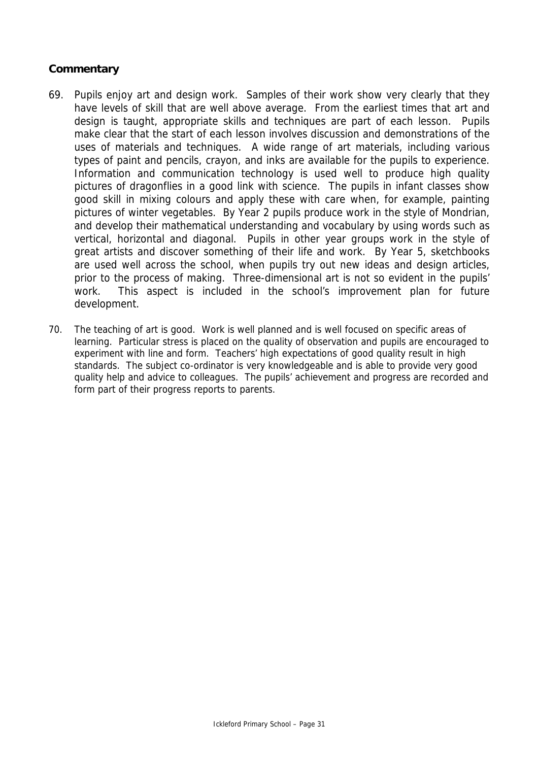### Commentary

69. Pupils enjoy art and design work. Samples of their work show very clearly that they have levels of skill that are well above average. From the earliest times that art and design is taught, appropriate skills and techniques are part of each lesson. Pupils make clear that the start of each lesson involves discussion and demonstrations of the uses of materials and techniques. A wide range of art materials, including various types of paint and pencils, crayon, and inks are available for the pupils to experience. Information and communication technology is used well to produce high quality pictures of dragonflies in a good link with science. The pupils in infant classes show good skill in mixing colours and apply these with care when, for example, painting pictures of winter vegetables. By Year 2 pupils produce work in the style of Mondrian, and develop their mathematical understanding and vocabulary by using words such as vertical, horizontal and diagonal. Pupils in other year groups work in the style of great artists and discover something of their life and work. By Year 5, sketchbooks are used well across the school, when pupils try out new ideas and design articles, prior to the process of making. Three-dimensional art is not so evident in the pupils' work. This aspect is included in the school's improvement plan for future development.

70. The teaching of art is good. Work is well planned and is well focused on specific areas of learning. Particular stress is placed on the quality of observation and pupils are encouraged to experiment with line and form. Teachers' high expectations of good quality result in high standards. The subject co-ordinator is very knowledgeable and is able to provide very good quality help and advice to colleagues. The pupils' achievement and progress are recorded and form part of their progress reports to parents.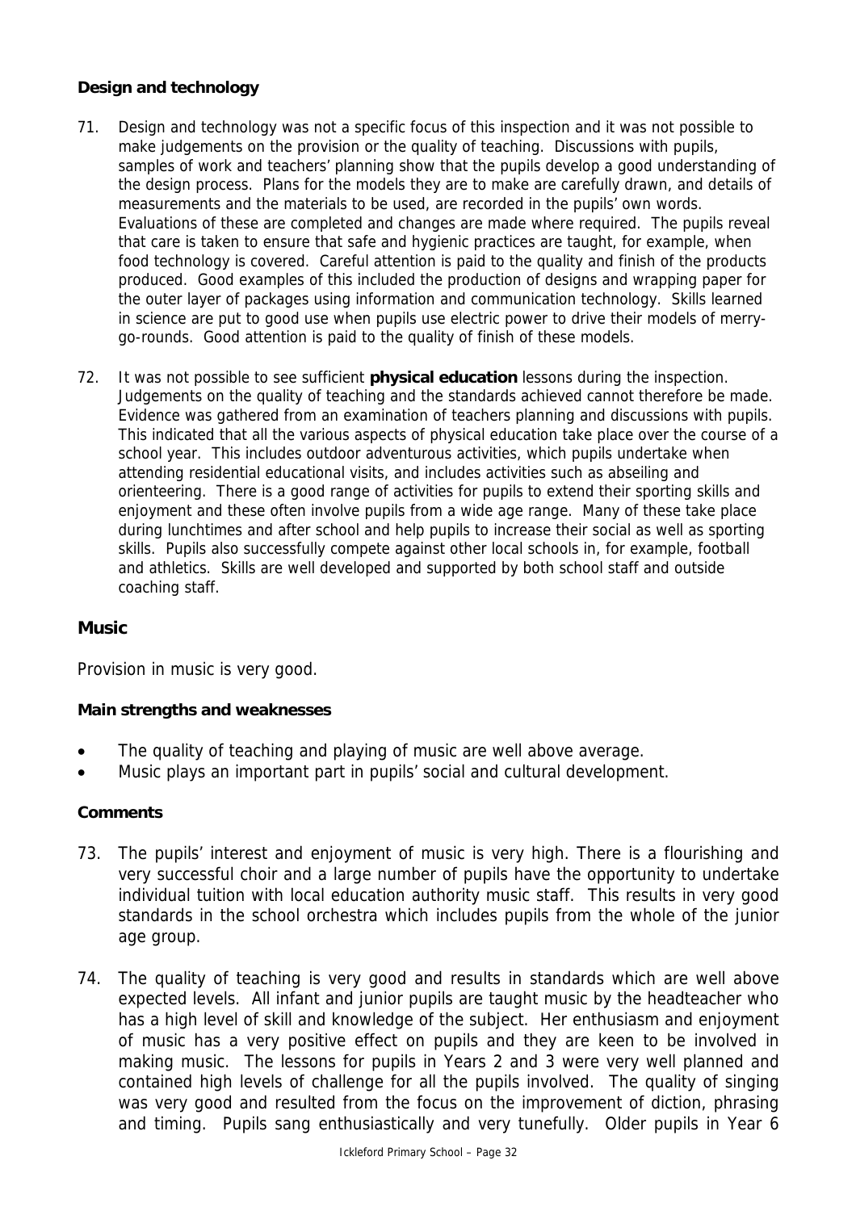**Design and technology**

71. Design and technology was not a specific focus of this inspection and it was not possible to make judgements on the provision or the quality of teaching. Discussions with pupils, samples of work and teachers' planning show that the pupils develop a good understanding of the design process. Plans for the models they are to make are carefully drawn, and details of measurements and the materials to be used, are recorded in the pupils' own words. Evaluations of these are completed and changes are made where required. The pupils reveal that care is taken to ensure that safe and hygienic practices are taught, for example, when food technology is covered. Careful attention is paid to the quality and finish of the products produced. Good examples of this included the production of designs and wrapping paper for the outer layer of packages using information and communication technology. Skills learned in science are put to good use when pupils use electric power to drive their models of merry-go-rounds. Good attention is paid to the quality of finish of these models.

72. It was not possible to see sufficient **physical education** lessons during the inspection. Judgements on the quality of teaching and the standards achieved cannot therefore be made. Evidence was gathered from an examination of teachers planning and discussions with pupils. This indicated that all the various aspects of physical education take place over the course of a school year. This includes outdoor adventurous activities, which pupils undertake when attending residential educational visits, and includes activities such as abseiling and orienteering. There is a good range of activities for pupils to extend their sporting skills and enjoyment and these often involve pupils from a wide age range. Many of these take place during lunchtimes and after school and help pupils to increase their social as well as sporting skills. Pupils also successfully compete against other local schools in, for example, football and athletics. Skills are well developed and supported by both school staff and outside coaching staff.

## Music

Provision in music is very good.

**Main strengths and weaknesses**

- The quality of teaching and playing of music are well above average.
- Music plays an important part in pupils' social and cultural development.

**Comments**

73. The pupils' interest and enjoyment of music is very high. There is a flourishing and very successful choir and a large number of pupils have the opportunity to undertake individual tuition with local education authority music staff. This results in very good standards in the school orchestra which includes pupils from the whole of the junior age group.

74. The quality of teaching is very good and results in standards which are well above expected levels. All infant and junior pupils are taught music by the headteacher who has a high level of skill and knowledge of the subject. Her enthusiasm and enjoyment of music has a very positive effect on pupils and they are keen to be involved in making music. The lessons for pupils in Years 2 and 3 were very well planned and contained high levels of challenge for all the pupils involved. The quality of singing was very good and resulted from the focus on the improvement of diction, phrasing and timing. Pupils sang enthusiastically and very tunefully. Older pupils in Year 6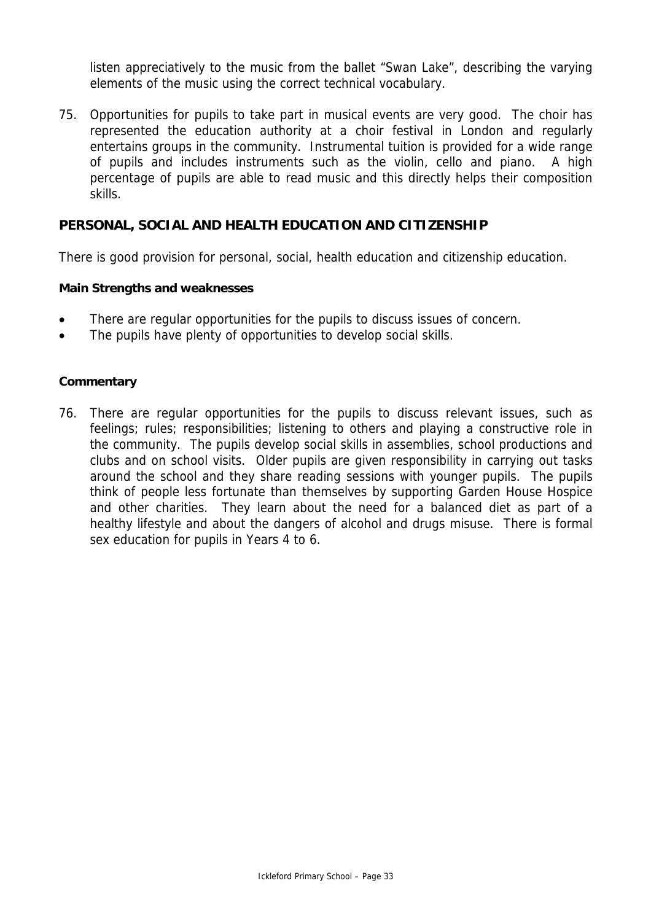listen appreciatively to the music from the ballet "Swan Lake", describing the varying elements of the music using the correct technical vocabulary.

75. Opportunities for pupils to take part in musical events are very good. The choir has represented the education authority at a choir festival in London and regularly entertains groups in the community. Instrumental tuition is provided for a wide range of pupils and includes instruments such as the violin, cello and piano. A high percentage of pupils are able to read music and this directly helps their composition skills.

## PERSONAL, SOCIAL AND HEALTH EDUCATION AND CITIZENSHIP

There is good provision for personal, social, health education and citizenship education.

**Main Strengths and weaknesses**

- There are regular opportunities for the pupils to discuss issues of concern.
- The pupils have plenty of opportunities to develop social skills.

**Commentary**

76. There are regular opportunities for the pupils to discuss relevant issues, such as feelings; rules; responsibilities; listening to others and playing a constructive role in the community. The pupils develop social skills in assemblies, school productions and clubs and on school visits. Older pupils are given responsibility in carrying out tasks around the school and they share reading sessions with younger pupils. The pupils think of people less fortunate than themselves by supporting Garden House Hospice and other charities. They learn about the need for a balanced diet as part of a healthy lifestyle and about the dangers of alcohol and drugs misuse. There is formal sex education for pupils in Years 4 to 6.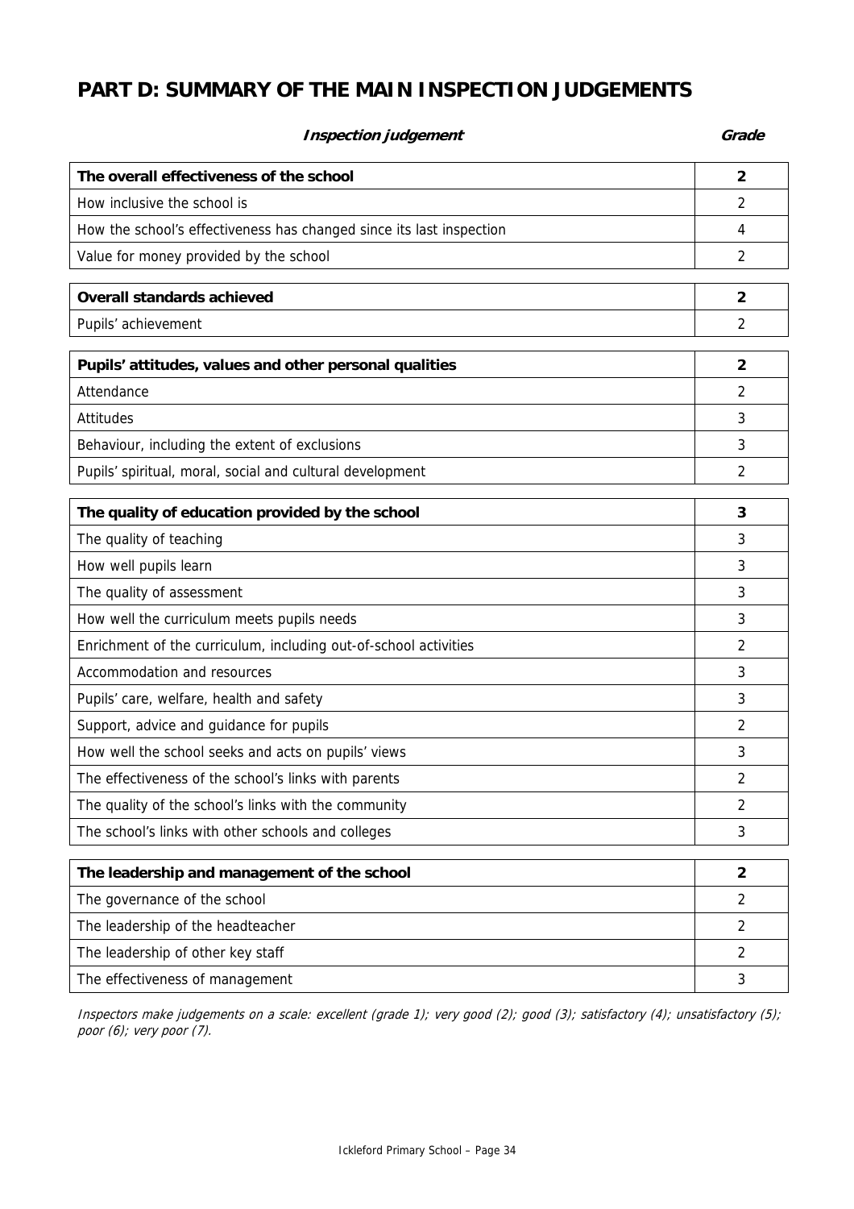# PART D: SUMMARY OF THE MAIN INSPECTION JUDGEMENTS

| ***Inspection judgement*** | ***Grade*** |
|---|---|
| **The overall effectiveness of the school** | **2** |
| How inclusive the school is | 2 |
| How the school's effectiveness has changed since its last inspection | 4 |
| Value for money provided by the school | 2 |
| **Overall standards achieved** | **2** |
| Pupils' achievement | 2 |
| **Pupils' attitudes, values and other personal qualities** | **2** |
| Attendance | 2 |
| Attitudes | 3 |
| Behaviour, including the extent of exclusions | 3 |
| Pupils' spiritual, moral, social and cultural development | 2 |
| **The quality of education provided by the school** | **3** |
| The quality of teaching | 3 |
| How well pupils learn | 3 |
| The quality of assessment | 3 |
| How well the curriculum meets pupils needs | 3 |
| Enrichment of the curriculum, including out-of-school activities | 2 |
| Accommodation and resources | 3 |
| Pupils' care, welfare, health and safety | 3 |
| Support, advice and guidance for pupils | 2 |
| How well the school seeks and acts on pupils' views | 3 |
| The effectiveness of the school's links with parents | 2 |
| The quality of the school's links with the community | 2 |
| The school's links with other schools and colleges | 3 |
| **The leadership and management of the school** | **2** |
| The governance of the school | 2 |
| The leadership of the headteacher | 2 |
| The leadership of other key staff | 2 |
| The effectiveness of management | 3 |

*Inspectors make judgements on a scale: excellent (grade 1); very good (2); good (3); satisfactory (4); unsatisfactory (5); poor (6); very poor (7).*